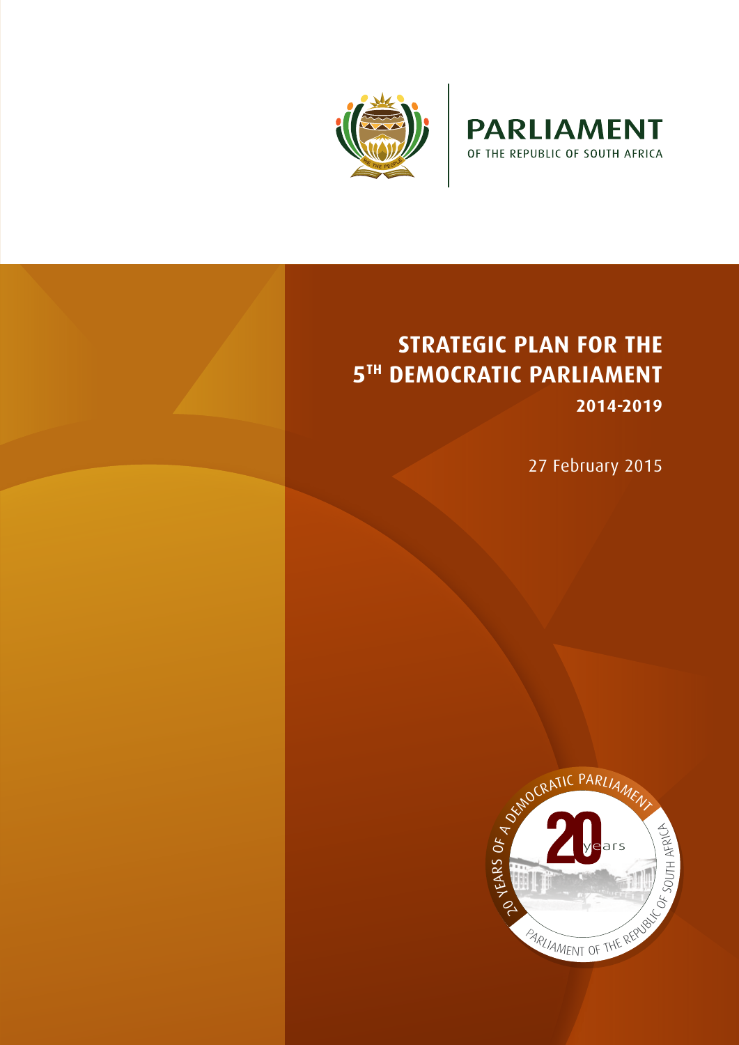**PARLIAMENT**

OF THE REPUBLIC OF SOUTH AFRICA

# STRATEGIC PLAN FOR THE 5TH DEMOCRATIC PARLIAMENT

**2014-2019**

27 February 2015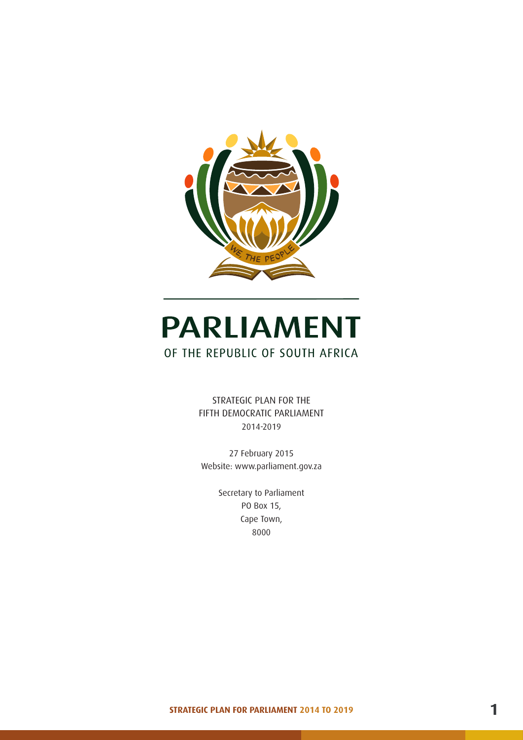# PARLIAMENT

OF THE REPUBLIC OF SOUTH AFRICA

STRATEGIC PLAN FOR THE
FIFTH DEMOCRATIC PARLIAMENT
2014-2019

27 February 2015
Website: www.parliament.gov.za

Secretary to Parliament
PO Box 15,
Cape Town,
8000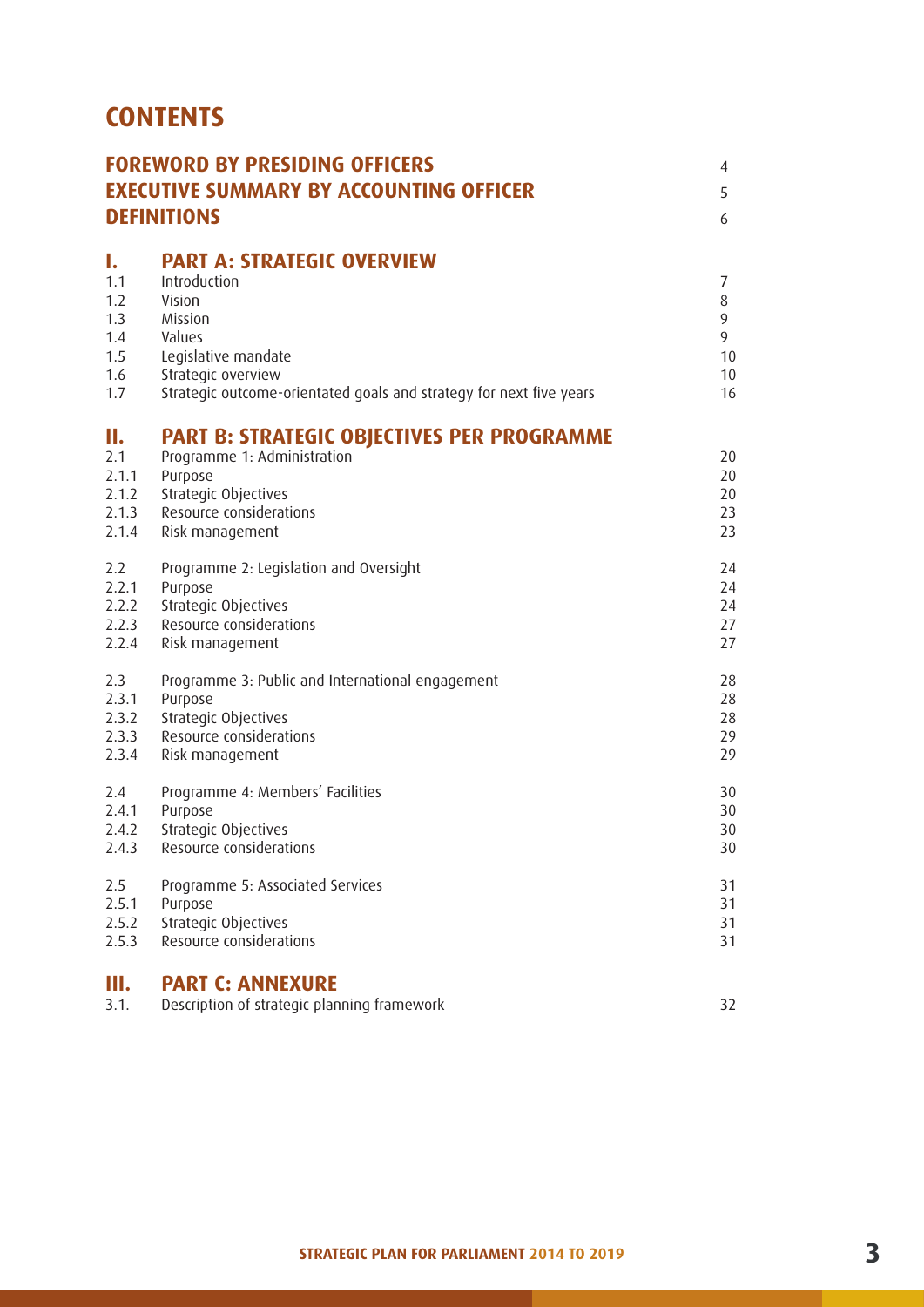# CONTENTS

| | | |
|---|---|---|
| **FOREWORD BY PRESIDING OFFICERS** | | 4 |
| **EXECUTIVE SUMMARY BY ACCOUNTING OFFICER** | | 5 |
| **DEFINITIONS** | | 6 |
| **I.** | **PART A: STRATEGIC OVERVIEW** | |
| 1.1 | Introduction | 7 |
| 1.2 | Vision | 8 |
| 1.3 | Mission | 9 |
| 1.4 | Values | 9 |
| 1.5 | Legislative mandate | 10 |
| 1.6 | Strategic overview | 10 |
| 1.7 | Strategic outcome-orientated goals and strategy for next five years | 16 |
| **II.** | **PART B: STRATEGIC OBJECTIVES PER PROGRAMME** | |
| 2.1 | Programme 1: Administration | 20 |
| 2.1.1 | Purpose | 20 |
| 2.1.2 | Strategic Objectives | 20 |
| 2.1.3 | Resource considerations | 23 |
| 2.1.4 | Risk management | 23 |
| 2.2 | Programme 2: Legislation and Oversight | 24 |
| 2.2.1 | Purpose | 24 |
| 2.2.2 | Strategic Objectives | 24 |
| 2.2.3 | Resource considerations | 27 |
| 2.2.4 | Risk management | 27 |
| 2.3 | Programme 3: Public and International engagement | 28 |
| 2.3.1 | Purpose | 28 |
| 2.3.2 | Strategic Objectives | 28 |
| 2.3.3 | Resource considerations | 29 |
| 2.3.4 | Risk management | 29 |
| 2.4 | Programme 4: Members' Facilities | 30 |
| 2.4.1 | Purpose | 30 |
| 2.4.2 | Strategic Objectives | 30 |
| 2.4.3 | Resource considerations | 30 |
| 2.5 | Programme 5: Associated Services | 31 |
| 2.5.1 | Purpose | 31 |
| 2.5.2 | Strategic Objectives | 31 |
| 2.5.3 | Resource considerations | 31 |
| **III.** | **PART C: ANNEXURE** | |
| 3.1. | Description of strategic planning framework | 32 |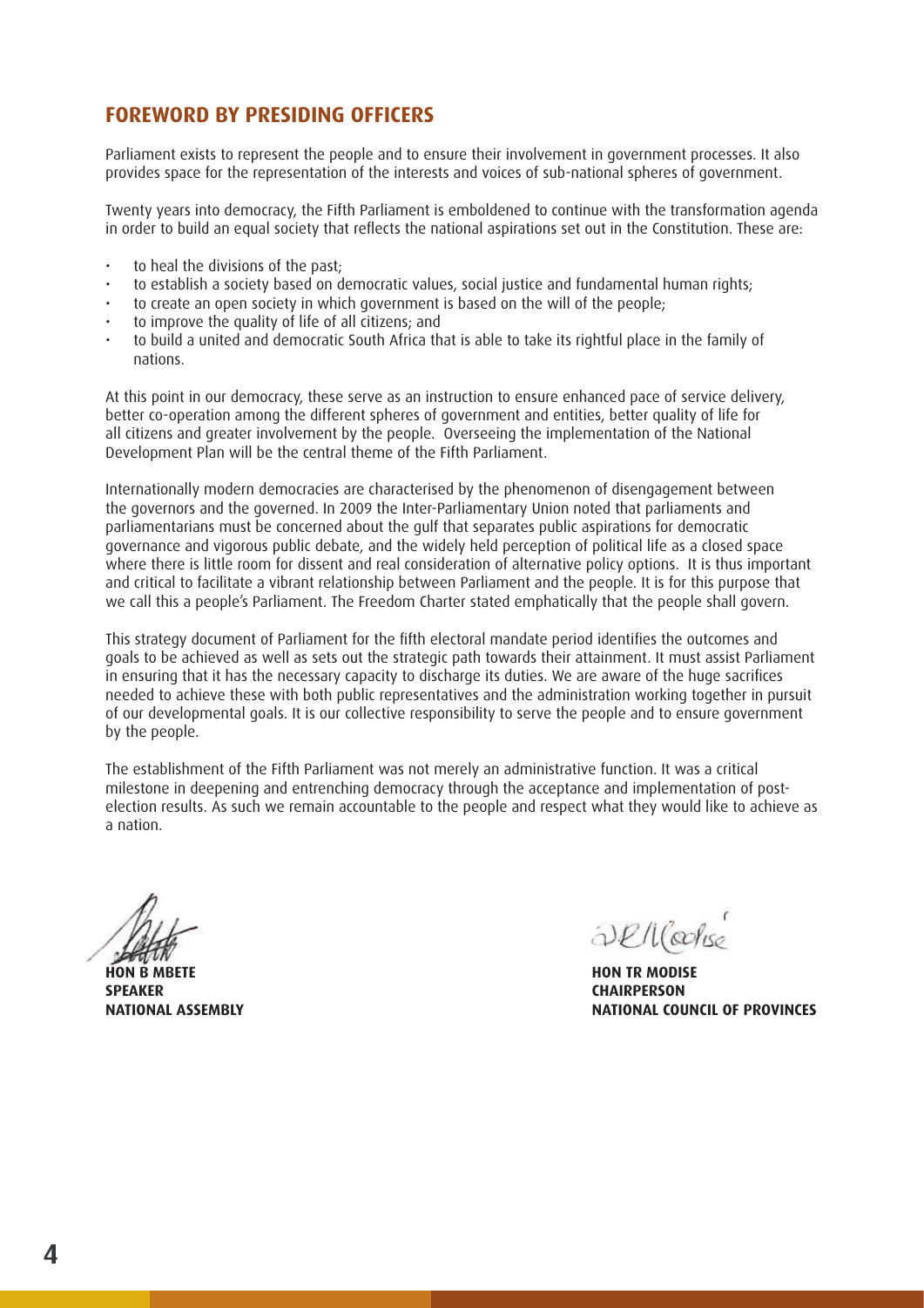## FOREWORD BY PRESIDING OFFICERS

Parliament exists to represent the people and to ensure their involvement in government processes. It also provides space for the representation of the interests and voices of sub-national spheres of government.

Twenty years into democracy, the Fifth Parliament is emboldened to continue with the transformation agenda in order to build an equal society that reflects the national aspirations set out in the Constitution. These are:

- to heal the divisions of the past;
- to establish a society based on democratic values, social justice and fundamental human rights;
- to create an open society in which government is based on the will of the people;
- to improve the quality of life of all citizens; and
- to build a united and democratic South Africa that is able to take its rightful place in the family of nations.

At this point in our democracy, these serve as an instruction to ensure enhanced pace of service delivery, better co-operation among the different spheres of government and entities, better quality of life for all citizens and greater involvement by the people. Overseeing the implementation of the National Development Plan will be the central theme of the Fifth Parliament.

Internationally modern democracies are characterised by the phenomenon of disengagement between the governors and the governed. In 2009 the Inter-Parliamentary Union noted that parliaments and parliamentarians must be concerned about the gulf that separates public aspirations for democratic governance and vigorous public debate, and the widely held perception of political life as a closed space where there is little room for dissent and real consideration of alternative policy options. It is thus important and critical to facilitate a vibrant relationship between Parliament and the people. It is for this purpose that we call this a people's Parliament. The Freedom Charter stated emphatically that the people shall govern.

This strategy document of Parliament for the fifth electoral mandate period identifies the outcomes and goals to be achieved as well as sets out the strategic path towards their attainment. It must assist Parliament in ensuring that it has the necessary capacity to discharge its duties. We are aware of the huge sacrifices needed to achieve these with both public representatives and the administration working together in pursuit of our developmental goals. It is our collective responsibility to serve the people and to ensure government by the people.

The establishment of the Fifth Parliament was not merely an administrative function. It was a critical milestone in deepening and entrenching democracy through the acceptance and implementation of post-election results. As such we remain accountable to the people and respect what they would like to achieve as a nation.

**HON B MBETE**
**SPEAKER**
**NATIONAL ASSEMBLY**

**HON TR MODISE**
**CHAIRPERSON**
**NATIONAL COUNCIL OF PROVINCES**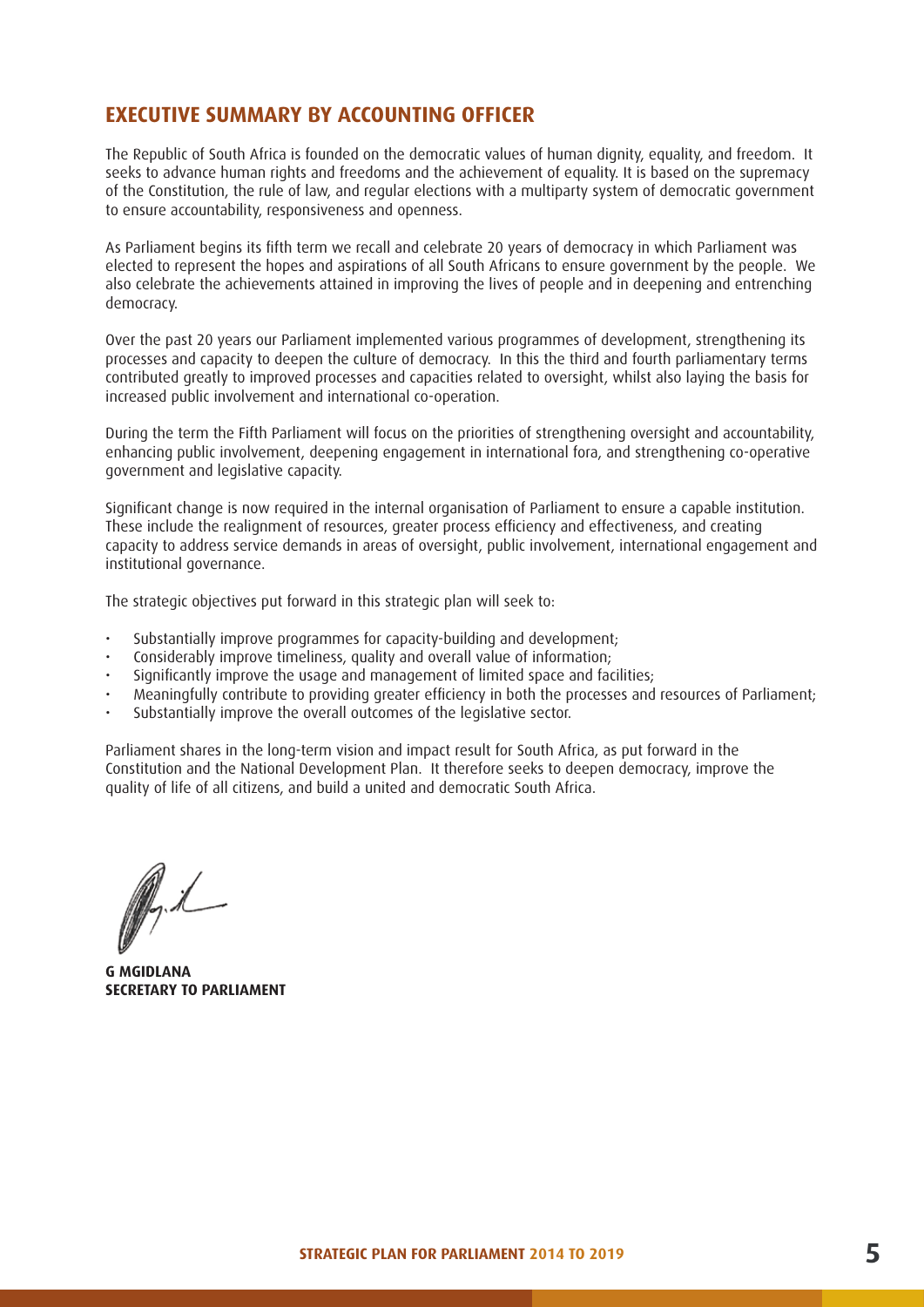## EXECUTIVE SUMMARY BY ACCOUNTING OFFICER

The Republic of South Africa is founded on the democratic values of human dignity, equality, and freedom. It seeks to advance human rights and freedoms and the achievement of equality. It is based on the supremacy of the Constitution, the rule of law, and regular elections with a multiparty system of democratic government to ensure accountability, responsiveness and openness.

As Parliament begins its fifth term we recall and celebrate 20 years of democracy in which Parliament was elected to represent the hopes and aspirations of all South Africans to ensure government by the people. We also celebrate the achievements attained in improving the lives of people and in deepening and entrenching democracy.

Over the past 20 years our Parliament implemented various programmes of development, strengthening its processes and capacity to deepen the culture of democracy. In this the third and fourth parliamentary terms contributed greatly to improved processes and capacities related to oversight, whilst also laying the basis for increased public involvement and international co-operation.

During the term the Fifth Parliament will focus on the priorities of strengthening oversight and accountability, enhancing public involvement, deepening engagement in international fora, and strengthening co-operative government and legislative capacity.

Significant change is now required in the internal organisation of Parliament to ensure a capable institution. These include the realignment of resources, greater process efficiency and effectiveness, and creating capacity to address service demands in areas of oversight, public involvement, international engagement and institutional governance.

The strategic objectives put forward in this strategic plan will seek to:

- Substantially improve programmes for capacity-building and development;
- Considerably improve timeliness, quality and overall value of information;
- Significantly improve the usage and management of limited space and facilities;
- Meaningfully contribute to providing greater efficiency in both the processes and resources of Parliament;
- Substantially improve the overall outcomes of the legislative sector.

Parliament shares in the long-term vision and impact result for South Africa, as put forward in the Constitution and the National Development Plan. It therefore seeks to deepen democracy, improve the quality of life of all citizens, and build a united and democratic South Africa.

**G MGIDLANA**
**SECRETARY TO PARLIAMENT**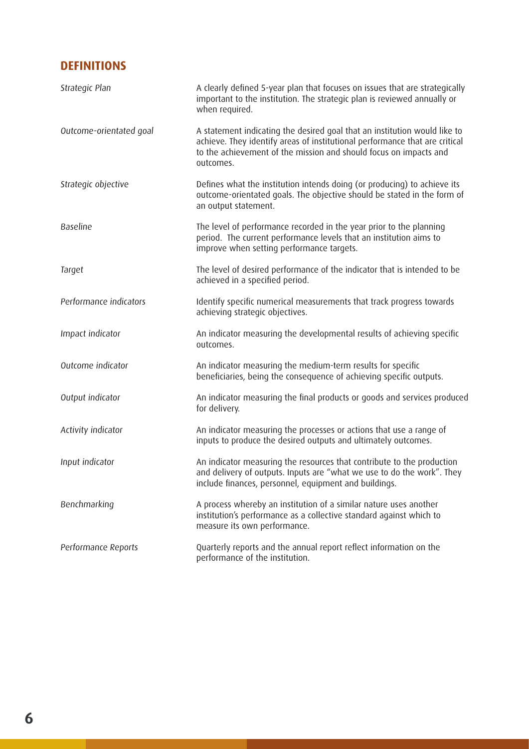## DEFINITIONS

| | |
|---|---|
| *Strategic Plan* | A clearly defined 5-year plan that focuses on issues that are strategically important to the institution. The strategic plan is reviewed annually or when required. |
| *Outcome-orientated goal* | A statement indicating the desired goal that an institution would like to achieve. They identify areas of institutional performance that are critical to the achievement of the mission and should focus on impacts and outcomes. |
| *Strategic objective* | Defines what the institution intends doing (or producing) to achieve its outcome-orientated goals. The objective should be stated in the form of an output statement. |
| *Baseline* | The level of performance recorded in the year prior to the planning period. The current performance levels that an institution aims to improve when setting performance targets. |
| *Target* | The level of desired performance of the indicator that is intended to be achieved in a specified period. |
| *Performance indicators* | Identify specific numerical measurements that track progress towards achieving strategic objectives. |
| *Impact indicator* | An indicator measuring the developmental results of achieving specific outcomes. |
| *Outcome indicator* | An indicator measuring the medium-term results for specific beneficiaries, being the consequence of achieving specific outputs. |
| *Output indicator* | An indicator measuring the final products or goods and services produced for delivery. |
| *Activity indicator* | An indicator measuring the processes or actions that use a range of inputs to produce the desired outputs and ultimately outcomes. |
| *Input indicator* | An indicator measuring the resources that contribute to the production and delivery of outputs. Inputs are "what we use to do the work". They include finances, personnel, equipment and buildings. |
| *Benchmarking* | A process whereby an institution of a similar nature uses another institution's performance as a collective standard against which to measure its own performance. |
| *Performance Reports* | Quarterly reports and the annual report reflect information on the performance of the institution. |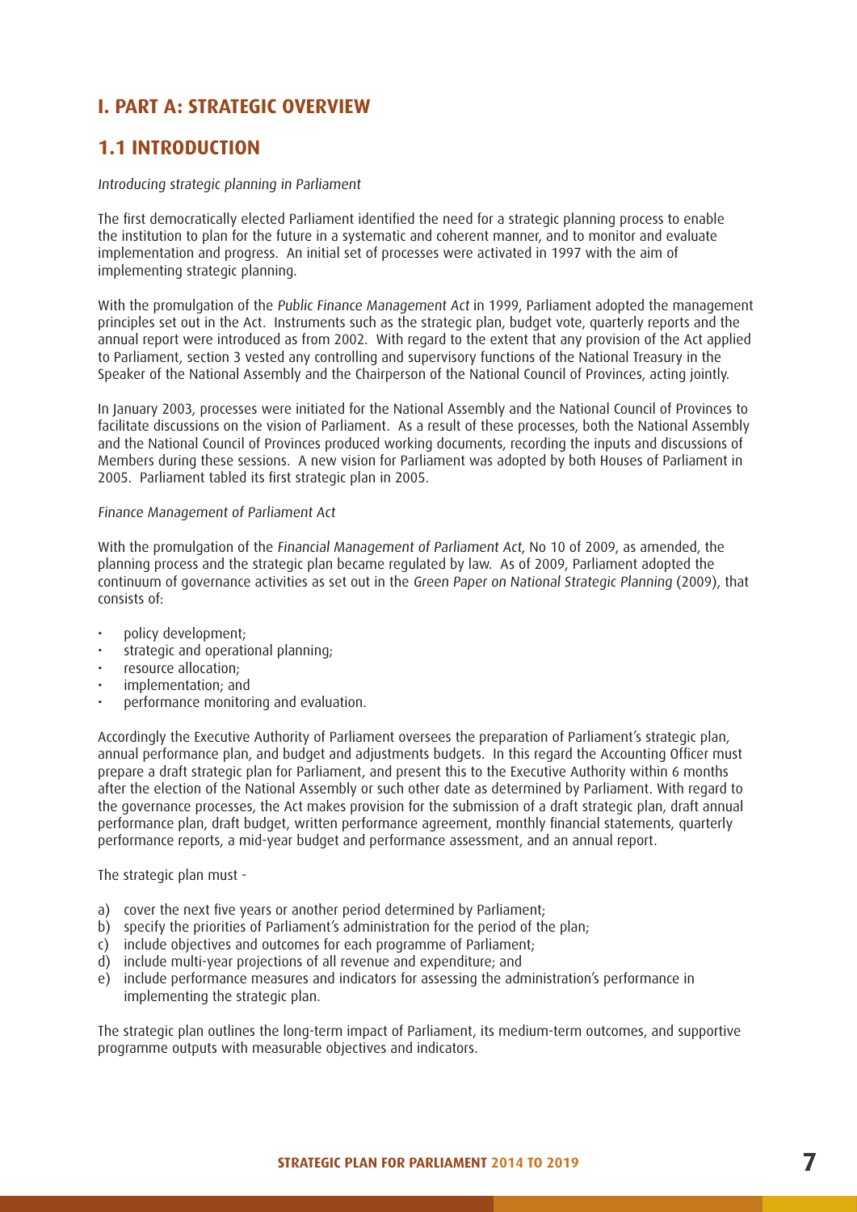# I. PART A: STRATEGIC OVERVIEW

## 1.1 INTRODUCTION

*Introducing strategic planning in Parliament*

The first democratically elected Parliament identified the need for a strategic planning process to enable the institution to plan for the future in a systematic and coherent manner, and to monitor and evaluate implementation and progress. An initial set of processes were activated in 1997 with the aim of implementing strategic planning.

With the promulgation of the *Public Finance Management Act* in 1999, Parliament adopted the management principles set out in the Act. Instruments such as the strategic plan, budget vote, quarterly reports and the annual report were introduced as from 2002. With regard to the extent that any provision of the Act applied to Parliament, section 3 vested any controlling and supervisory functions of the National Treasury in the Speaker of the National Assembly and the Chairperson of the National Council of Provinces, acting jointly.

In January 2003, processes were initiated for the National Assembly and the National Council of Provinces to facilitate discussions on the vision of Parliament. As a result of these processes, both the National Assembly and the National Council of Provinces produced working documents, recording the inputs and discussions of Members during these sessions. A new vision for Parliament was adopted by both Houses of Parliament in 2005. Parliament tabled its first strategic plan in 2005.

*Finance Management of Parliament Act*

With the promulgation of the *Financial Management of Parliament Act*, No 10 of 2009, as amended, the planning process and the strategic plan became regulated by law. As of 2009, Parliament adopted the continuum of governance activities as set out in the *Green Paper on National Strategic Planning* (2009), that consists of:

- policy development;
- strategic and operational planning;
- resource allocation;
- implementation; and
- performance monitoring and evaluation.

Accordingly the Executive Authority of Parliament oversees the preparation of Parliament's strategic plan, annual performance plan, and budget and adjustments budgets. In this regard the Accounting Officer must prepare a draft strategic plan for Parliament, and present this to the Executive Authority within 6 months after the election of the National Assembly or such other date as determined by Parliament. With regard to the governance processes, the Act makes provision for the submission of a draft strategic plan, draft annual performance plan, draft budget, written performance agreement, monthly financial statements, quarterly performance reports, a mid-year budget and performance assessment, and an annual report.

The strategic plan must -

a) cover the next five years or another period determined by Parliament;
b) specify the priorities of Parliament's administration for the period of the plan;
c) include objectives and outcomes for each programme of Parliament;
d) include multi-year projections of all revenue and expenditure; and
e) include performance measures and indicators for assessing the administration's performance in implementing the strategic plan.

The strategic plan outlines the long-term impact of Parliament, its medium-term outcomes, and supportive programme outputs with measurable objectives and indicators.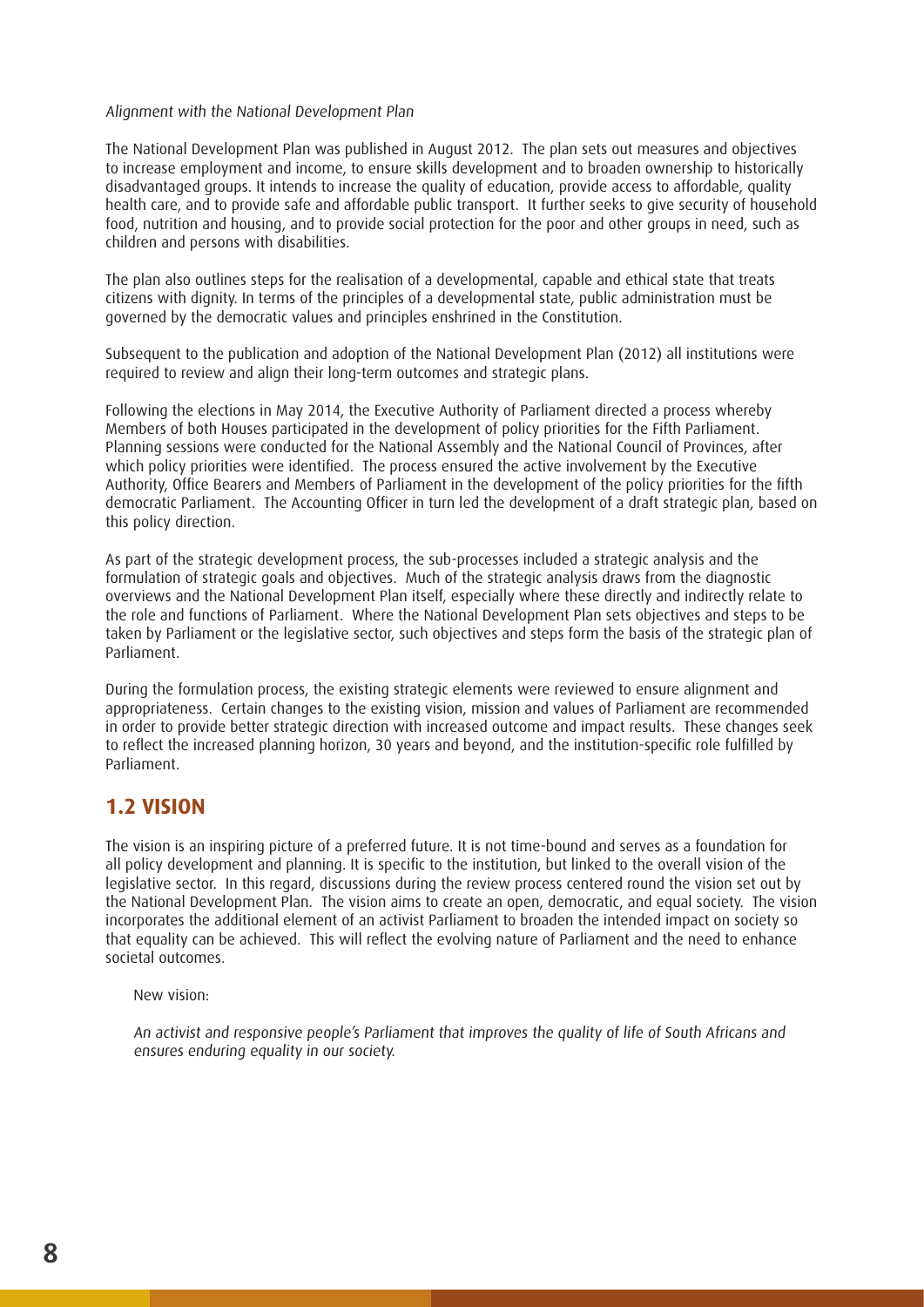*Alignment with the National Development Plan*

The National Development Plan was published in August 2012. The plan sets out measures and objectives to increase employment and income, to ensure skills development and to broaden ownership to historically disadvantaged groups. It intends to increase the quality of education, provide access to affordable, quality health care, and to provide safe and affordable public transport. It further seeks to give security of household food, nutrition and housing, and to provide social protection for the poor and other groups in need, such as children and persons with disabilities.

The plan also outlines steps for the realisation of a developmental, capable and ethical state that treats citizens with dignity. In terms of the principles of a developmental state, public administration must be governed by the democratic values and principles enshrined in the Constitution.

Subsequent to the publication and adoption of the National Development Plan (2012) all institutions were required to review and align their long-term outcomes and strategic plans.

Following the elections in May 2014, the Executive Authority of Parliament directed a process whereby Members of both Houses participated in the development of policy priorities for the Fifth Parliament. Planning sessions were conducted for the National Assembly and the National Council of Provinces, after which policy priorities were identified. The process ensured the active involvement by the Executive Authority, Office Bearers and Members of Parliament in the development of the policy priorities for the fifth democratic Parliament. The Accounting Officer in turn led the development of a draft strategic plan, based on this policy direction.

As part of the strategic development process, the sub-processes included a strategic analysis and the formulation of strategic goals and objectives. Much of the strategic analysis draws from the diagnostic overviews and the National Development Plan itself, especially where these directly and indirectly relate to the role and functions of Parliament. Where the National Development Plan sets objectives and steps to be taken by Parliament or the legislative sector, such objectives and steps form the basis of the strategic plan of Parliament.

During the formulation process, the existing strategic elements were reviewed to ensure alignment and appropriateness. Certain changes to the existing vision, mission and values of Parliament are recommended in order to provide better strategic direction with increased outcome and impact results. These changes seek to reflect the increased planning horizon, 30 years and beyond, and the institution-specific role fulfilled by Parliament.

## 1.2 VISION

The vision is an inspiring picture of a preferred future. It is not time-bound and serves as a foundation for all policy development and planning. It is specific to the institution, but linked to the overall vision of the legislative sector. In this regard, discussions during the review process centered round the vision set out by the National Development Plan. The vision aims to create an open, democratic, and equal society. The vision incorporates the additional element of an activist Parliament to broaden the intended impact on society so that equality can be achieved. This will reflect the evolving nature of Parliament and the need to enhance societal outcomes.

New vision:

*An activist and responsive people's Parliament that improves the quality of life of South Africans and ensures enduring equality in our society.*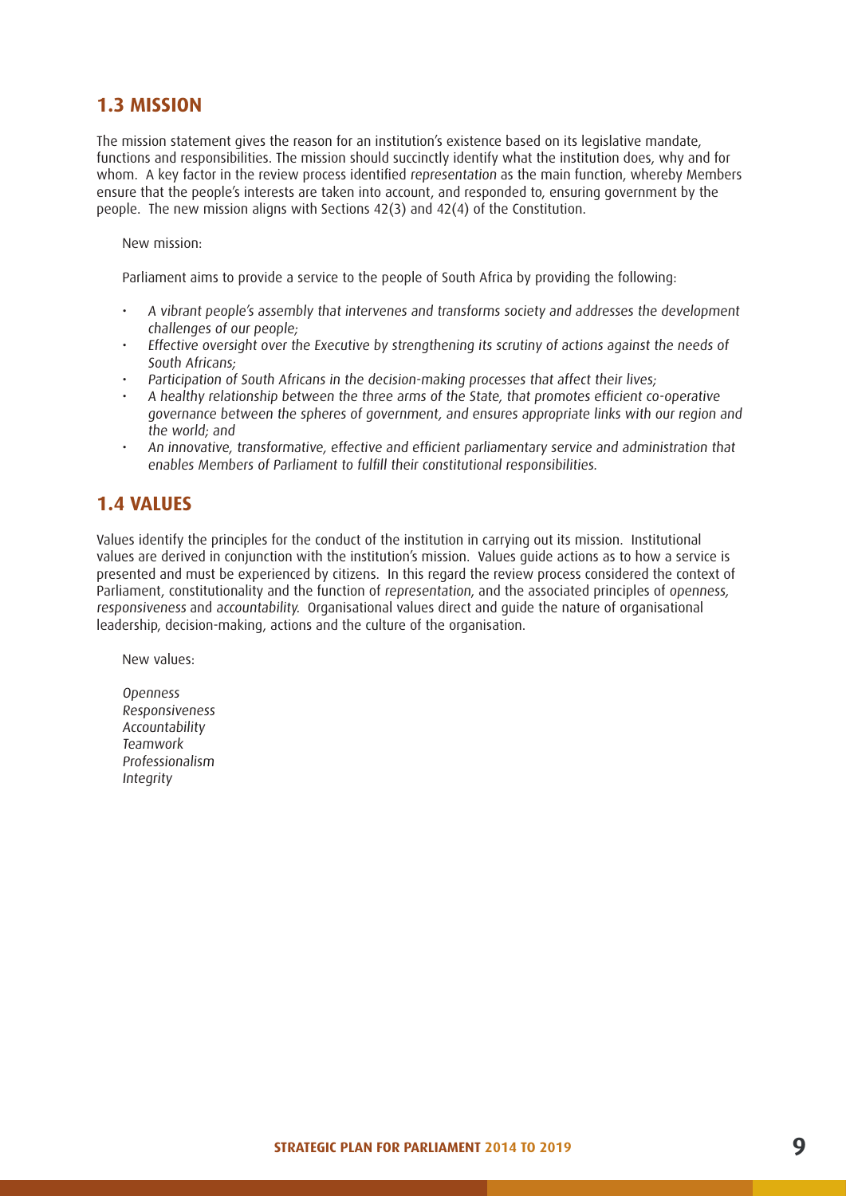## 1.3 MISSION

The mission statement gives the reason for an institution's existence based on its legislative mandate, functions and responsibilities. The mission should succinctly identify what the institution does, why and for whom. A key factor in the review process identified *representation* as the main function, whereby Members ensure that the people's interests are taken into account, and responded to, ensuring government by the people. The new mission aligns with Sections 42(3) and 42(4) of the Constitution.

New mission:

Parliament aims to provide a service to the people of South Africa by providing the following:

- *A vibrant people's assembly that intervenes and transforms society and addresses the development challenges of our people;*
- *Effective oversight over the Executive by strengthening its scrutiny of actions against the needs of South Africans;*
- *Participation of South Africans in the decision-making processes that affect their lives;*
- *A healthy relationship between the three arms of the State, that promotes efficient co-operative governance between the spheres of government, and ensures appropriate links with our region and the world; and*
- *An innovative, transformative, effective and efficient parliamentary service and administration that enables Members of Parliament to fulfill their constitutional responsibilities.*

## 1.4 VALUES

Values identify the principles for the conduct of the institution in carrying out its mission. Institutional values are derived in conjunction with the institution's mission. Values guide actions as to how a service is presented and must be experienced by citizens. In this regard the review process considered the context of Parliament, constitutionality and the function of *representation*, and the associated principles of *openness, responsiveness* and *accountability*. Organisational values direct and guide the nature of organisational leadership, decision-making, actions and the culture of the organisation.

New values:

*Openness*
*Responsiveness*
*Accountability*
*Teamwork*
*Professionalism*
*Integrity*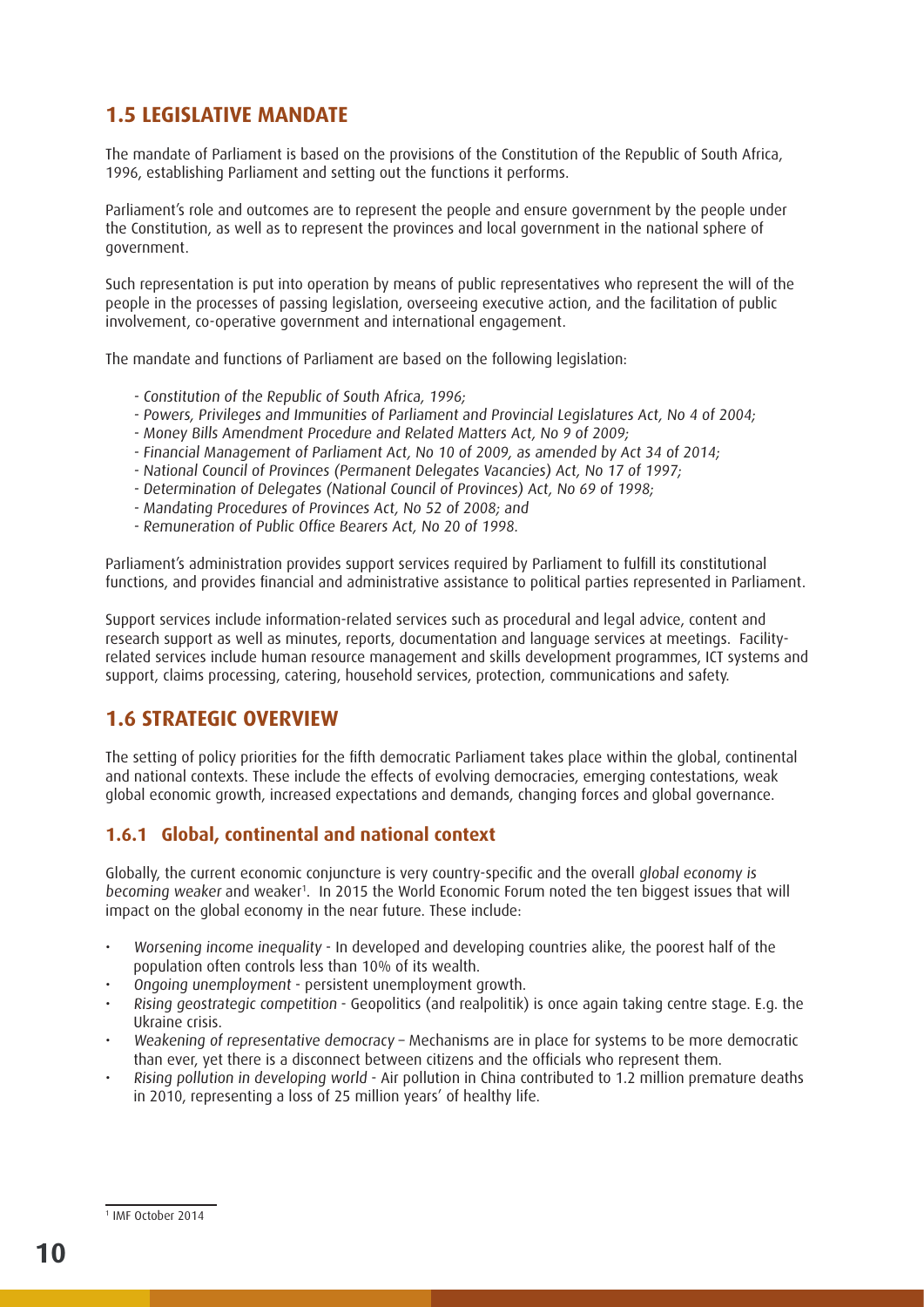## 1.5 LEGISLATIVE MANDATE

The mandate of Parliament is based on the provisions of the Constitution of the Republic of South Africa, 1996, establishing Parliament and setting out the functions it performs.

Parliament's role and outcomes are to represent the people and ensure government by the people under the Constitution, as well as to represent the provinces and local government in the national sphere of government.

Such representation is put into operation by means of public representatives who represent the will of the people in the processes of passing legislation, overseeing executive action, and the facilitation of public involvement, co-operative government and international engagement.

The mandate and functions of Parliament are based on the following legislation:

- *Constitution of the Republic of South Africa, 1996;*
- *Powers, Privileges and Immunities of Parliament and Provincial Legislatures Act, No 4 of 2004;*
- *Money Bills Amendment Procedure and Related Matters Act, No 9 of 2009;*
- *Financial Management of Parliament Act, No 10 of 2009, as amended by Act 34 of 2014;*
- *National Council of Provinces (Permanent Delegates Vacancies) Act, No 17 of 1997;*
- *Determination of Delegates (National Council of Provinces) Act, No 69 of 1998;*
- *Mandating Procedures of Provinces Act, No 52 of 2008; and*
- *Remuneration of Public Office Bearers Act, No 20 of 1998.*

Parliament's administration provides support services required by Parliament to fulfill its constitutional functions, and provides financial and administrative assistance to political parties represented in Parliament.

Support services include information-related services such as procedural and legal advice, content and research support as well as minutes, reports, documentation and language services at meetings. Facility-related services include human resource management and skills development programmes, ICT systems and support, claims processing, catering, household services, protection, communications and safety.

## 1.6 STRATEGIC OVERVIEW

The setting of policy priorities for the fifth democratic Parliament takes place within the global, continental and national contexts. These include the effects of evolving democracies, emerging contestations, weak global economic growth, increased expectations and demands, changing forces and global governance.

### 1.6.1 Global, continental and national context

Globally, the current economic conjuncture is very country-specific and the overall *global economy is becoming weaker* and weaker[1]. In 2015 the World Economic Forum noted the ten biggest issues that will impact on the global economy in the near future. These include:

- *Worsening income inequality* - In developed and developing countries alike, the poorest half of the population often controls less than 10% of its wealth.
- *Ongoing unemployment* - persistent unemployment growth.
- *Rising geostrategic competition* - Geopolitics (and realpolitik) is once again taking centre stage. E.g. the Ukraine crisis.
- *Weakening of representative democracy* – Mechanisms are in place for systems to be more democratic than ever, yet there is a disconnect between citizens and the officials who represent them.
- *Rising pollution in developing world* - Air pollution in China contributed to 1.2 million premature deaths in 2010, representing a loss of 25 million years' of healthy life.

[1] IMF October 2014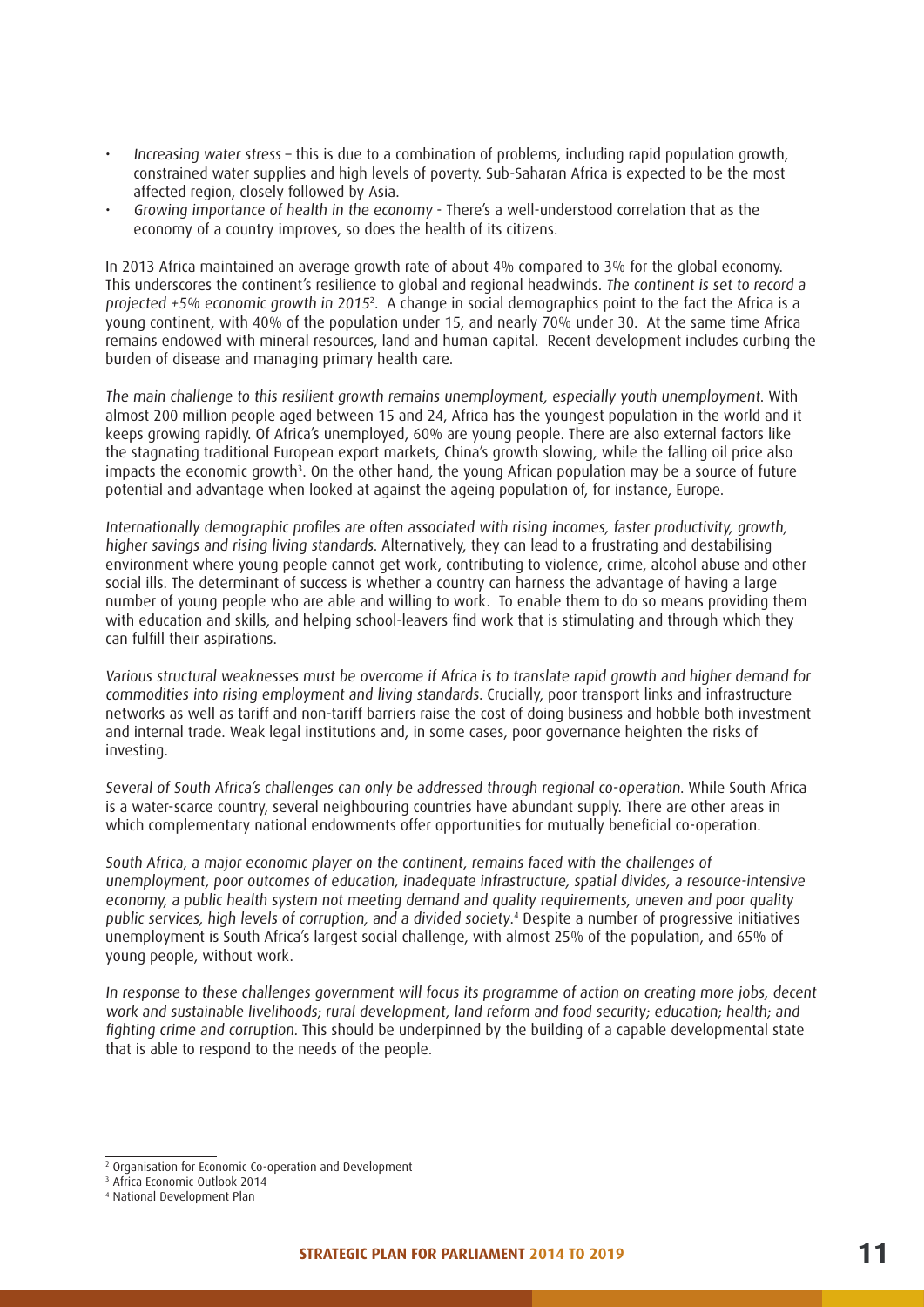- *Increasing water stress* – this is due to a combination of problems, including rapid population growth, constrained water supplies and high levels of poverty. Sub-Saharan Africa is expected to be the most affected region, closely followed by Asia.
- *Growing importance of health in the economy* - There's a well-understood correlation that as the economy of a country improves, so does the health of its citizens.

In 2013 Africa maintained an average growth rate of about 4% compared to 3% for the global economy. This underscores the continent's resilience to global and regional headwinds. *The continent is set to record a projected +5% economic growth in 2015*[2]. A change in social demographics point to the fact the Africa is a young continent, with 40% of the population under 15, and nearly 70% under 30. At the same time Africa remains endowed with mineral resources, land and human capital. Recent development includes curbing the burden of disease and managing primary health care.

*The main challenge to this resilient growth remains unemployment, especially youth unemployment.* With almost 200 million people aged between 15 and 24, Africa has the youngest population in the world and it keeps growing rapidly. Of Africa's unemployed, 60% are young people. There are also external factors like the stagnating traditional European export markets, China's growth slowing, while the falling oil price also impacts the economic growth[3]. On the other hand, the young African population may be a source of future potential and advantage when looked at against the ageing population of, for instance, Europe.

*Internationally demographic profiles are often associated with rising incomes, faster productivity, growth, higher savings and rising living standards.* Alternatively, they can lead to a frustrating and destabilising environment where young people cannot get work, contributing to violence, crime, alcohol abuse and other social ills. The determinant of success is whether a country can harness the advantage of having a large number of young people who are able and willing to work. To enable them to do so means providing them with education and skills, and helping school-leavers find work that is stimulating and through which they can fulfill their aspirations.

*Various structural weaknesses must be overcome if Africa is to translate rapid growth and higher demand for commodities into rising employment and living standards.* Crucially, poor transport links and infrastructure networks as well as tariff and non-tariff barriers raise the cost of doing business and hobble both investment and internal trade. Weak legal institutions and, in some cases, poor governance heighten the risks of investing.

*Several of South Africa's challenges can only be addressed through regional co-operation.* While South Africa is a water-scarce country, several neighbouring countries have abundant supply. There are other areas in which complementary national endowments offer opportunities for mutually beneficial co-operation.

*South Africa, a major economic player on the continent, remains faced with the challenges of unemployment, poor outcomes of education, inadequate infrastructure, spatial divides, a resource-intensive economy, a public health system not meeting demand and quality requirements, uneven and poor quality public services, high levels of corruption, and a divided society.*[4] Despite a number of progressive initiatives unemployment is South Africa's largest social challenge, with almost 25% of the population, and 65% of young people, without work.

*In response to these challenges government will focus its programme of action on creating more jobs, decent work and sustainable livelihoods; rural development, land reform and food security; education; health; and fighting crime and corruption.* This should be underpinned by the building of a capable developmental state that is able to respond to the needs of the people.

---

[2] Organisation for Economic Co-operation and Development

[3] Africa Economic Outlook 2014

[4] National Development Plan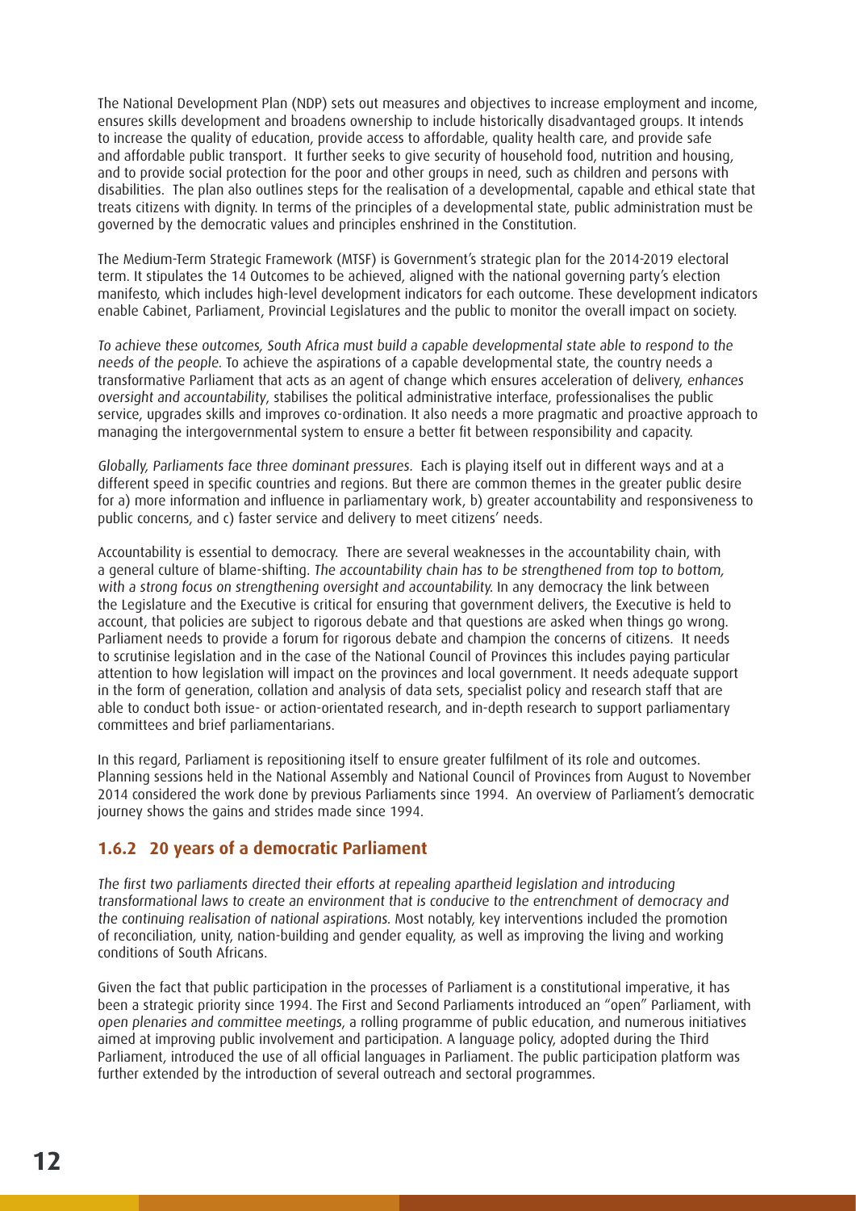The National Development Plan (NDP) sets out measures and objectives to increase employment and income, ensures skills development and broadens ownership to include historically disadvantaged groups. It intends to increase the quality of education, provide access to affordable, quality health care, and provide safe and affordable public transport. It further seeks to give security of household food, nutrition and housing, and to provide social protection for the poor and other groups in need, such as children and persons with disabilities. The plan also outlines steps for the realisation of a developmental, capable and ethical state that treats citizens with dignity. In terms of the principles of a developmental state, public administration must be governed by the democratic values and principles enshrined in the Constitution.

The Medium-Term Strategic Framework (MTSF) is Government's strategic plan for the 2014-2019 electoral term. It stipulates the 14 Outcomes to be achieved, aligned with the national governing party's election manifesto, which includes high-level development indicators for each outcome. These development indicators enable Cabinet, Parliament, Provincial Legislatures and the public to monitor the overall impact on society.

*To achieve these outcomes, South Africa must build a capable developmental state able to respond to the needs of the people.* To achieve the aspirations of a capable developmental state, the country needs a transformative Parliament that acts as an agent of change which ensures acceleration of delivery, *enhances oversight and accountability*, stabilises the political administrative interface, professionalises the public service, upgrades skills and improves co-ordination. It also needs a more pragmatic and proactive approach to managing the intergovernmental system to ensure a better fit between responsibility and capacity.

*Globally, Parliaments face three dominant pressures.* Each is playing itself out in different ways and at a different speed in specific countries and regions. But there are common themes in the greater public desire for a) more information and influence in parliamentary work, b) greater accountability and responsiveness to public concerns, and c) faster service and delivery to meet citizens' needs.

Accountability is essential to democracy. There are several weaknesses in the accountability chain, with a general culture of blame-shifting. *The accountability chain has to be strengthened from top to bottom, with a strong focus on strengthening oversight and accountability.* In any democracy the link between the Legislature and the Executive is critical for ensuring that government delivers, the Executive is held to account, that policies are subject to rigorous debate and that questions are asked when things go wrong. Parliament needs to provide a forum for rigorous debate and champion the concerns of citizens. It needs to scrutinise legislation and in the case of the National Council of Provinces this includes paying particular attention to how legislation will impact on the provinces and local government. It needs adequate support in the form of generation, collation and analysis of data sets, specialist policy and research staff that are able to conduct both issue- or action-orientated research, and in-depth research to support parliamentary committees and brief parliamentarians.

In this regard, Parliament is repositioning itself to ensure greater fulfilment of its role and outcomes. Planning sessions held in the National Assembly and National Council of Provinces from August to November 2014 considered the work done by previous Parliaments since 1994. An overview of Parliament's democratic journey shows the gains and strides made since 1994.

### 1.6.2 20 years of a democratic Parliament

*The first two parliaments directed their efforts at repealing apartheid legislation and introducing transformational laws to create an environment that is conducive to the entrenchment of democracy and the continuing realisation of national aspirations.* Most notably, key interventions included the promotion of reconciliation, unity, nation-building and gender equality, as well as improving the living and working conditions of South Africans.

Given the fact that public participation in the processes of Parliament is a constitutional imperative, it has been a strategic priority since 1994. The First and Second Parliaments introduced an "open" Parliament, with *open plenaries and committee meetings*, a rolling programme of public education, and numerous initiatives aimed at improving public involvement and participation. A language policy, adopted during the Third Parliament, introduced the use of all official languages in Parliament. The public participation platform was further extended by the introduction of several outreach and sectoral programmes.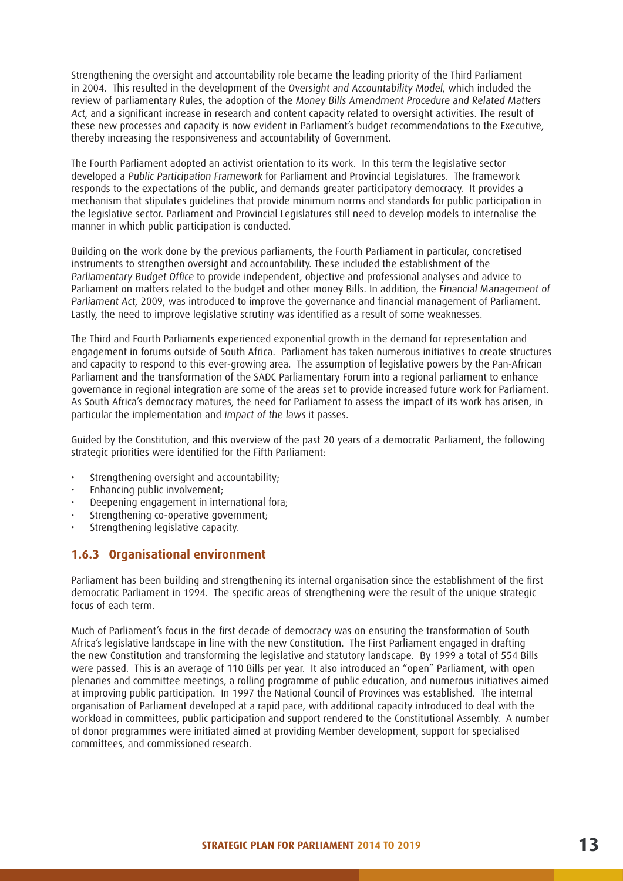Strengthening the oversight and accountability role became the leading priority of the Third Parliament in 2004. This resulted in the development of the *Oversight and Accountability Model*, which included the review of parliamentary Rules, the adoption of the *Money Bills Amendment Procedure and Related Matters Act*, and a significant increase in research and content capacity related to oversight activities. The result of these new processes and capacity is now evident in Parliament's budget recommendations to the Executive, thereby increasing the responsiveness and accountability of Government.

The Fourth Parliament adopted an activist orientation to its work. In this term the legislative sector developed a *Public Participation Framework* for Parliament and Provincial Legislatures. The framework responds to the expectations of the public, and demands greater participatory democracy. It provides a mechanism that stipulates guidelines that provide minimum norms and standards for public participation in the legislative sector. Parliament and Provincial Legislatures still need to develop models to internalise the manner in which public participation is conducted.

Building on the work done by the previous parliaments, the Fourth Parliament in particular, concretised instruments to strengthen oversight and accountability. These included the establishment of the *Parliamentary Budget Office* to provide independent, objective and professional analyses and advice to Parliament on matters related to the budget and other money Bills. In addition, the *Financial Management of Parliament Act*, 2009, was introduced to improve the governance and financial management of Parliament. Lastly, the need to improve legislative scrutiny was identified as a result of some weaknesses.

The Third and Fourth Parliaments experienced exponential growth in the demand for representation and engagement in forums outside of South Africa. Parliament has taken numerous initiatives to create structures and capacity to respond to this ever-growing area. The assumption of legislative powers by the Pan-African Parliament and the transformation of the SADC Parliamentary Forum into a regional parliament to enhance governance in regional integration are some of the areas set to provide increased future work for Parliament. As South Africa's democracy matures, the need for Parliament to assess the impact of its work has arisen, in particular the implementation and *impact of the laws* it passes.

Guided by the Constitution, and this overview of the past 20 years of a democratic Parliament, the following strategic priorities were identified for the Fifth Parliament:

- Strengthening oversight and accountability;
- Enhancing public involvement;
- Deepening engagement in international fora;
- Strengthening co-operative government;
- Strengthening legislative capacity.

### 1.6.3 Organisational environment

Parliament has been building and strengthening its internal organisation since the establishment of the first democratic Parliament in 1994. The specific areas of strengthening were the result of the unique strategic focus of each term.

Much of Parliament's focus in the first decade of democracy was on ensuring the transformation of South Africa's legislative landscape in line with the new Constitution. The First Parliament engaged in drafting the new Constitution and transforming the legislative and statutory landscape. By 1999 a total of 554 Bills were passed. This is an average of 110 Bills per year. It also introduced an "open" Parliament, with open plenaries and committee meetings, a rolling programme of public education, and numerous initiatives aimed at improving public participation. In 1997 the National Council of Provinces was established. The internal organisation of Parliament developed at a rapid pace, with additional capacity introduced to deal with the workload in committees, public participation and support rendered to the Constitutional Assembly. A number of donor programmes were initiated aimed at providing Member development, support for specialised committees, and commissioned research.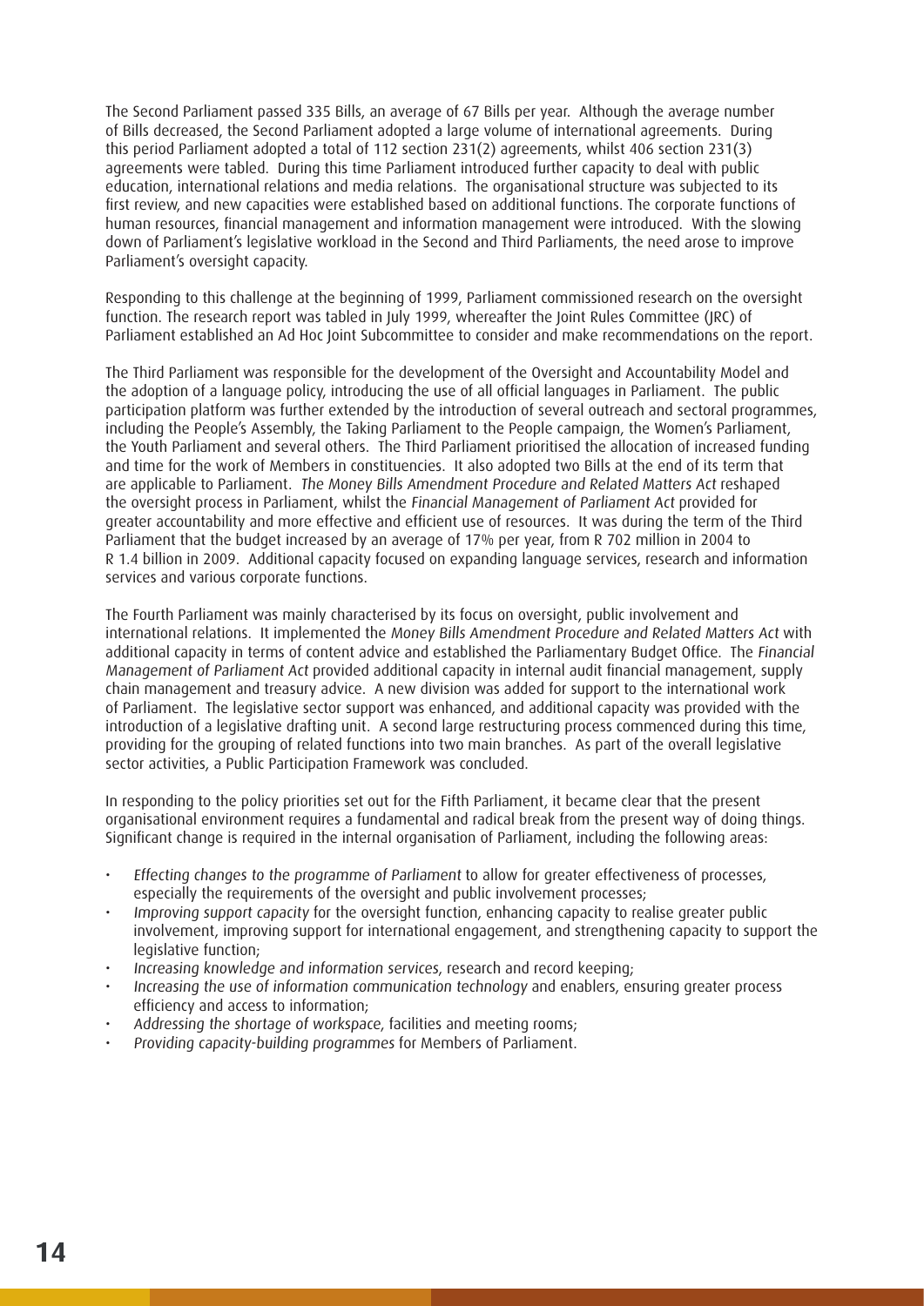The Second Parliament passed 335 Bills, an average of 67 Bills per year. Although the average number of Bills decreased, the Second Parliament adopted a large volume of international agreements. During this period Parliament adopted a total of 112 section 231(2) agreements, whilst 406 section 231(3) agreements were tabled. During this time Parliament introduced further capacity to deal with public education, international relations and media relations. The organisational structure was subjected to its first review, and new capacities were established based on additional functions. The corporate functions of human resources, financial management and information management were introduced. With the slowing down of Parliament's legislative workload in the Second and Third Parliaments, the need arose to improve Parliament's oversight capacity.

Responding to this challenge at the beginning of 1999, Parliament commissioned research on the oversight function. The research report was tabled in July 1999, whereafter the Joint Rules Committee (JRC) of Parliament established an Ad Hoc Joint Subcommittee to consider and make recommendations on the report.

The Third Parliament was responsible for the development of the Oversight and Accountability Model and the adoption of a language policy, introducing the use of all official languages in Parliament. The public participation platform was further extended by the introduction of several outreach and sectoral programmes, including the People's Assembly, the Taking Parliament to the People campaign, the Women's Parliament, the Youth Parliament and several others. The Third Parliament prioritised the allocation of increased funding and time for the work of Members in constituencies. It also adopted two Bills at the end of its term that are applicable to Parliament. *The Money Bills Amendment Procedure and Related Matters Act* reshaped the oversight process in Parliament, whilst the *Financial Management of Parliament Act* provided for greater accountability and more effective and efficient use of resources. It was during the term of the Third Parliament that the budget increased by an average of 17% per year, from R 702 million in 2004 to R 1.4 billion in 2009. Additional capacity focused on expanding language services, research and information services and various corporate functions.

The Fourth Parliament was mainly characterised by its focus on oversight, public involvement and international relations. It implemented the *Money Bills Amendment Procedure and Related Matters Act* with additional capacity in terms of content advice and established the Parliamentary Budget Office. The *Financial Management of Parliament Act* provided additional capacity in internal audit financial management, supply chain management and treasury advice. A new division was added for support to the international work of Parliament. The legislative sector support was enhanced, and additional capacity was provided with the introduction of a legislative drafting unit. A second large restructuring process commenced during this time, providing for the grouping of related functions into two main branches. As part of the overall legislative sector activities, a Public Participation Framework was concluded.

In responding to the policy priorities set out for the Fifth Parliament, it became clear that the present organisational environment requires a fundamental and radical break from the present way of doing things. Significant change is required in the internal organisation of Parliament, including the following areas:

- *Effecting changes to the programme of Parliament* to allow for greater effectiveness of processes, especially the requirements of the oversight and public involvement processes;
- *Improving support capacity* for the oversight function, enhancing capacity to realise greater public involvement, improving support for international engagement, and strengthening capacity to support the legislative function;
- *Increasing knowledge and information services*, research and record keeping;
- *Increasing the use of information communication technology* and enablers, ensuring greater process efficiency and access to information;
- *Addressing the shortage of workspace*, facilities and meeting rooms;
- *Providing capacity-building programmes* for Members of Parliament.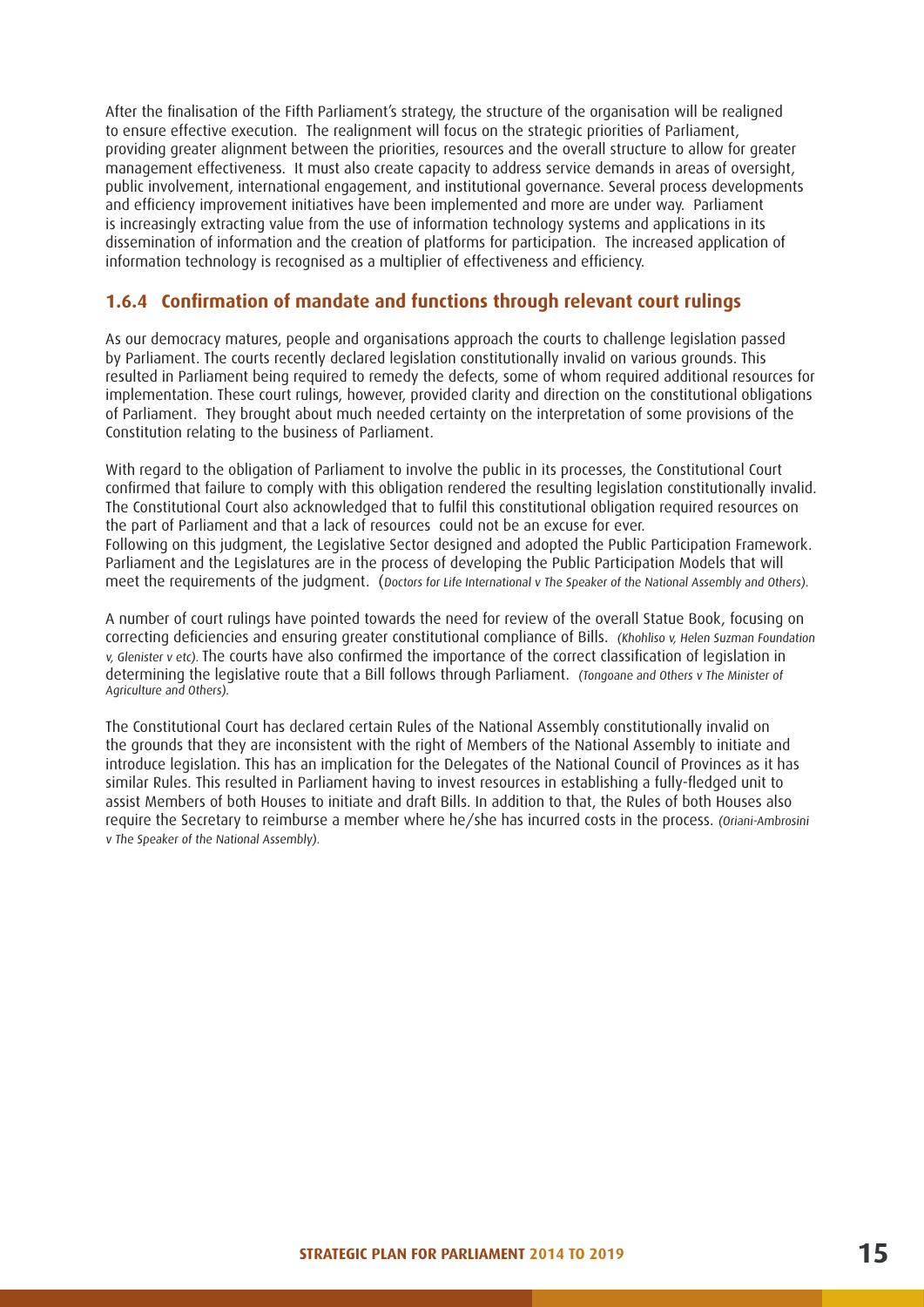After the finalisation of the Fifth Parliament's strategy, the structure of the organisation will be realigned to ensure effective execution. The realignment will focus on the strategic priorities of Parliament, providing greater alignment between the priorities, resources and the overall structure to allow for greater management effectiveness. It must also create capacity to address service demands in areas of oversight, public involvement, international engagement, and institutional governance. Several process developments and efficiency improvement initiatives have been implemented and more are under way. Parliament is increasingly extracting value from the use of information technology systems and applications in its dissemination of information and the creation of platforms for participation. The increased application of information technology is recognised as a multiplier of effectiveness and efficiency.

### 1.6.4 Confirmation of mandate and functions through relevant court rulings

As our democracy matures, people and organisations approach the courts to challenge legislation passed by Parliament. The courts recently declared legislation constitutionally invalid on various grounds. This resulted in Parliament being required to remedy the defects, some of whom required additional resources for implementation. These court rulings, however, provided clarity and direction on the constitutional obligations of Parliament. They brought about much needed certainty on the interpretation of some provisions of the Constitution relating to the business of Parliament.

With regard to the obligation of Parliament to involve the public in its processes, the Constitutional Court confirmed that failure to comply with this obligation rendered the resulting legislation constitutionally invalid. The Constitutional Court also acknowledged that to fulfil this constitutional obligation required resources on the part of Parliament and that a lack of resources could not be an excuse for ever.
Following on this judgment, the Legislative Sector designed and adopted the Public Participation Framework. Parliament and the Legislatures are in the process of developing the Public Participation Models that will meet the requirements of the judgment. (*Doctors for Life International v The Speaker of the National Assembly and Others*).

A number of court rulings have pointed towards the need for review of the overall Statue Book, focusing on correcting deficiencies and ensuring greater constitutional compliance of Bills. *(Khohliso v, Helen Suzman Foundation v, Glenister v etc).* The courts have also confirmed the importance of the correct classification of legislation in determining the legislative route that a Bill follows through Parliament. *(Tongoane and Others v The Minister of Agriculture and Others).*

The Constitutional Court has declared certain Rules of the National Assembly constitutionally invalid on the grounds that they are inconsistent with the right of Members of the National Assembly to initiate and introduce legislation. This has an implication for the Delegates of the National Council of Provinces as it has similar Rules. This resulted in Parliament having to invest resources in establishing a fully-fledged unit to assist Members of both Houses to initiate and draft Bills. In addition to that, the Rules of both Houses also require the Secretary to reimburse a member where he/she has incurred costs in the process. *(Oriani-Ambrosini v The Speaker of the National Assembly).*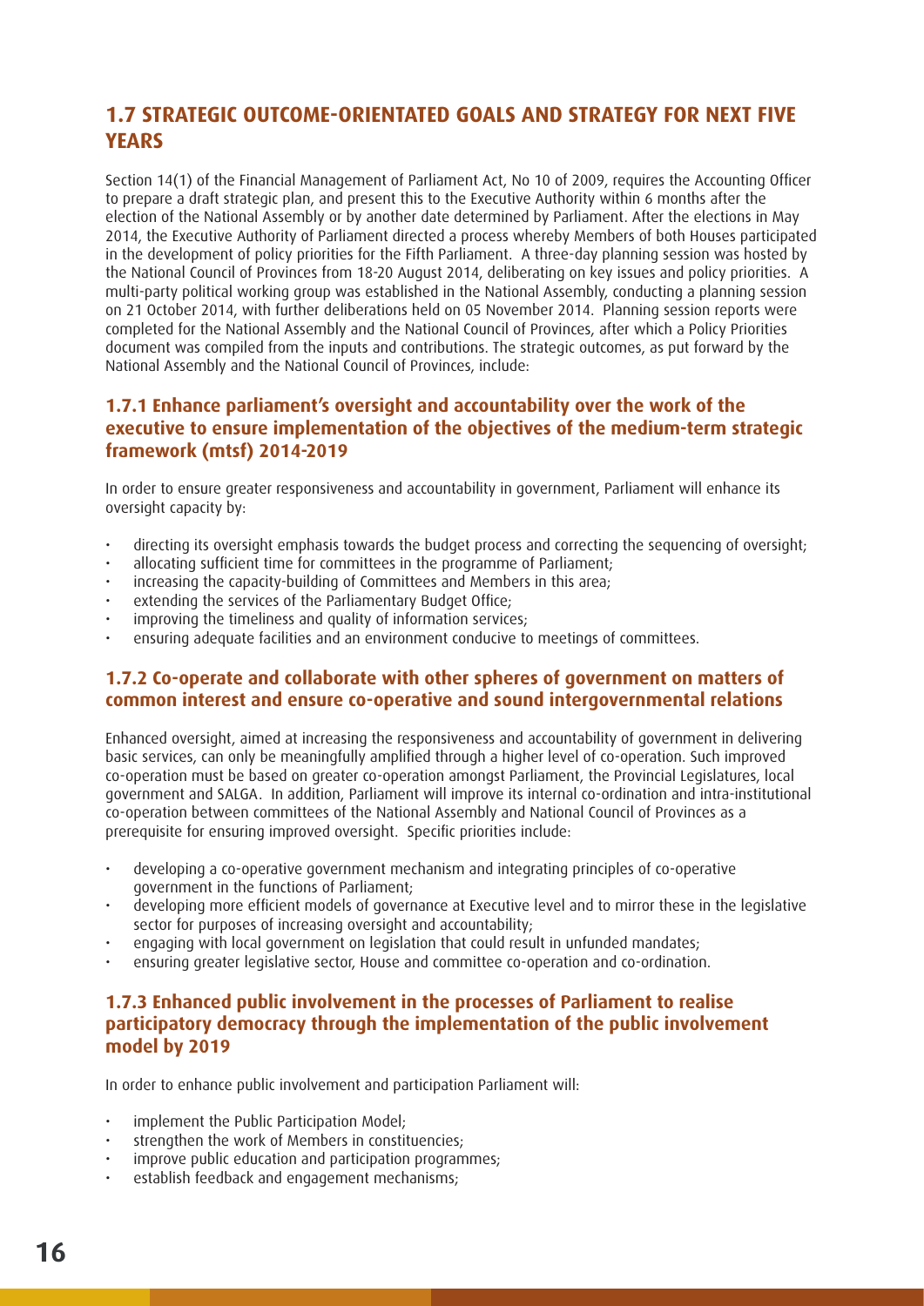## 1.7 STRATEGIC OUTCOME-ORIENTATED GOALS AND STRATEGY FOR NEXT FIVE YEARS

Section 14(1) of the Financial Management of Parliament Act, No 10 of 2009, requires the Accounting Officer to prepare a draft strategic plan, and present this to the Executive Authority within 6 months after the election of the National Assembly or by another date determined by Parliament. After the elections in May 2014, the Executive Authority of Parliament directed a process whereby Members of both Houses participated in the development of policy priorities for the Fifth Parliament. A three-day planning session was hosted by the National Council of Provinces from 18-20 August 2014, deliberating on key issues and policy priorities. A multi-party political working group was established in the National Assembly, conducting a planning session on 21 October 2014, with further deliberations held on 05 November 2014. Planning session reports were completed for the National Assembly and the National Council of Provinces, after which a Policy Priorities document was compiled from the inputs and contributions. The strategic outcomes, as put forward by the National Assembly and the National Council of Provinces, include:

### 1.7.1 Enhance parliament's oversight and accountability over the work of the executive to ensure implementation of the objectives of the medium-term strategic framework (mtsf) 2014-2019

In order to ensure greater responsiveness and accountability in government, Parliament will enhance its oversight capacity by:

- directing its oversight emphasis towards the budget process and correcting the sequencing of oversight;
- allocating sufficient time for committees in the programme of Parliament;
- increasing the capacity-building of Committees and Members in this area;
- extending the services of the Parliamentary Budget Office;
- improving the timeliness and quality of information services;
- ensuring adequate facilities and an environment conducive to meetings of committees.

### 1.7.2 Co-operate and collaborate with other spheres of government on matters of common interest and ensure co-operative and sound intergovernmental relations

Enhanced oversight, aimed at increasing the responsiveness and accountability of government in delivering basic services, can only be meaningfully amplified through a higher level of co-operation. Such improved co-operation must be based on greater co-operation amongst Parliament, the Provincial Legislatures, local government and SALGA. In addition, Parliament will improve its internal co-ordination and intra-institutional co-operation between committees of the National Assembly and National Council of Provinces as a prerequisite for ensuring improved oversight. Specific priorities include:

- developing a co-operative government mechanism and integrating principles of co-operative government in the functions of Parliament;
- developing more efficient models of governance at Executive level and to mirror these in the legislative sector for purposes of increasing oversight and accountability;
- engaging with local government on legislation that could result in unfunded mandates;
- ensuring greater legislative sector, House and committee co-operation and co-ordination.

### 1.7.3 Enhanced public involvement in the processes of Parliament to realise participatory democracy through the implementation of the public involvement model by 2019

In order to enhance public involvement and participation Parliament will:

- implement the Public Participation Model;
- strengthen the work of Members in constituencies;
- improve public education and participation programmes;
- establish feedback and engagement mechanisms;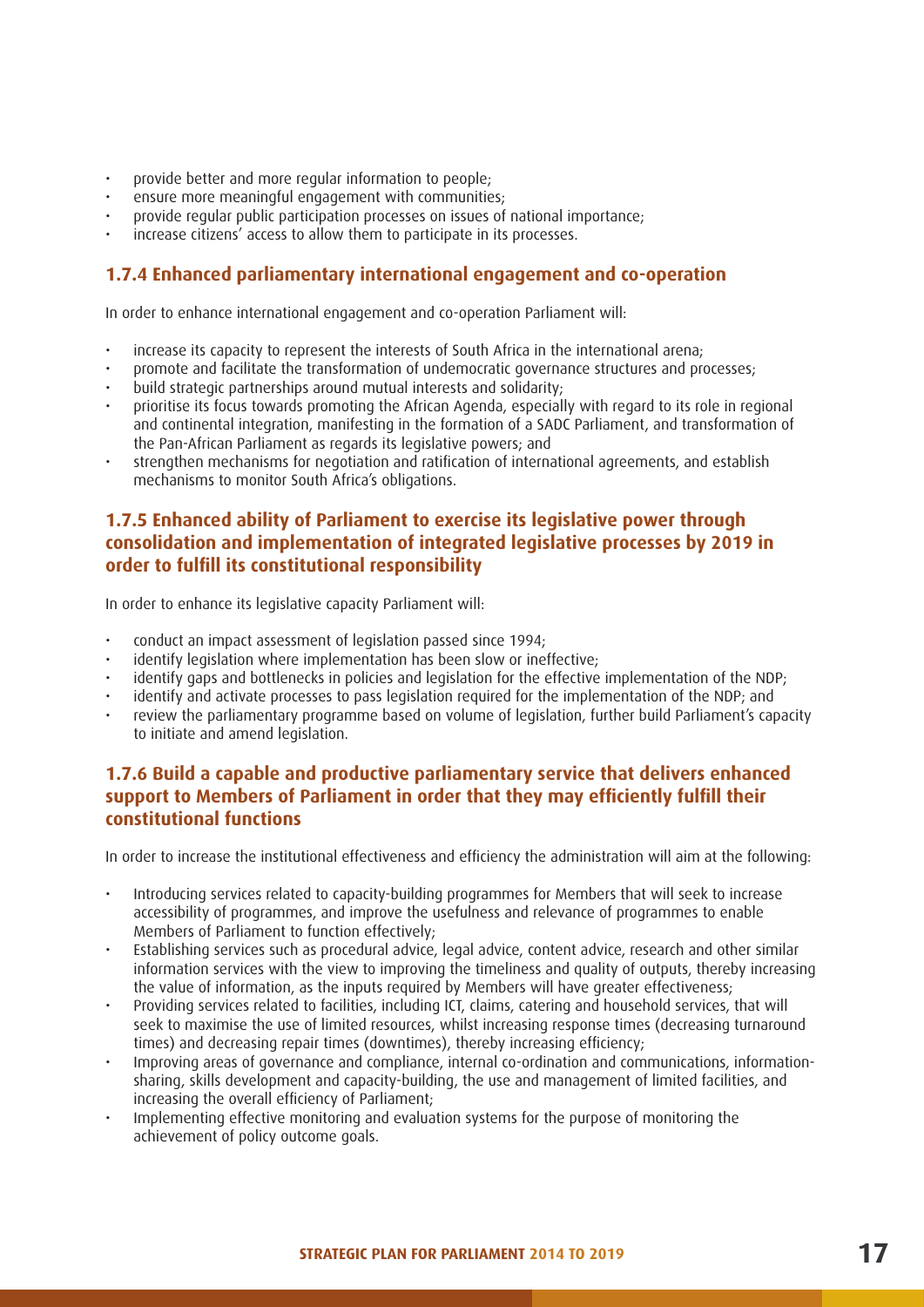- provide better and more regular information to people;
- ensure more meaningful engagement with communities;
- provide regular public participation processes on issues of national importance;
- increase citizens' access to allow them to participate in its processes.

### 1.7.4 Enhanced parliamentary international engagement and co-operation

In order to enhance international engagement and co-operation Parliament will:

- increase its capacity to represent the interests of South Africa in the international arena;
- promote and facilitate the transformation of undemocratic governance structures and processes;
- build strategic partnerships around mutual interests and solidarity;
- prioritise its focus towards promoting the African Agenda, especially with regard to its role in regional and continental integration, manifesting in the formation of a SADC Parliament, and transformation of the Pan-African Parliament as regards its legislative powers; and
- strengthen mechanisms for negotiation and ratification of international agreements, and establish mechanisms to monitor South Africa's obligations.

### 1.7.5 Enhanced ability of Parliament to exercise its legislative power through consolidation and implementation of integrated legislative processes by 2019 in order to fulfill its constitutional responsibility

In order to enhance its legislative capacity Parliament will:

- conduct an impact assessment of legislation passed since 1994;
- identify legislation where implementation has been slow or ineffective;
- identify gaps and bottlenecks in policies and legislation for the effective implementation of the NDP;
- identify and activate processes to pass legislation required for the implementation of the NDP; and
- review the parliamentary programme based on volume of legislation, further build Parliament's capacity to initiate and amend legislation.

### 1.7.6 Build a capable and productive parliamentary service that delivers enhanced support to Members of Parliament in order that they may efficiently fulfill their constitutional functions

In order to increase the institutional effectiveness and efficiency the administration will aim at the following:

- Introducing services related to capacity-building programmes for Members that will seek to increase accessibility of programmes, and improve the usefulness and relevance of programmes to enable Members of Parliament to function effectively;
- Establishing services such as procedural advice, legal advice, content advice, research and other similar information services with the view to improving the timeliness and quality of outputs, thereby increasing the value of information, as the inputs required by Members will have greater effectiveness;
- Providing services related to facilities, including ICT, claims, catering and household services, that will seek to maximise the use of limited resources, whilst increasing response times (decreasing turnaround times) and decreasing repair times (downtimes), thereby increasing efficiency;
- Improving areas of governance and compliance, internal co-ordination and communications, information-sharing, skills development and capacity-building, the use and management of limited facilities, and increasing the overall efficiency of Parliament;
- Implementing effective monitoring and evaluation systems for the purpose of monitoring the achievement of policy outcome goals.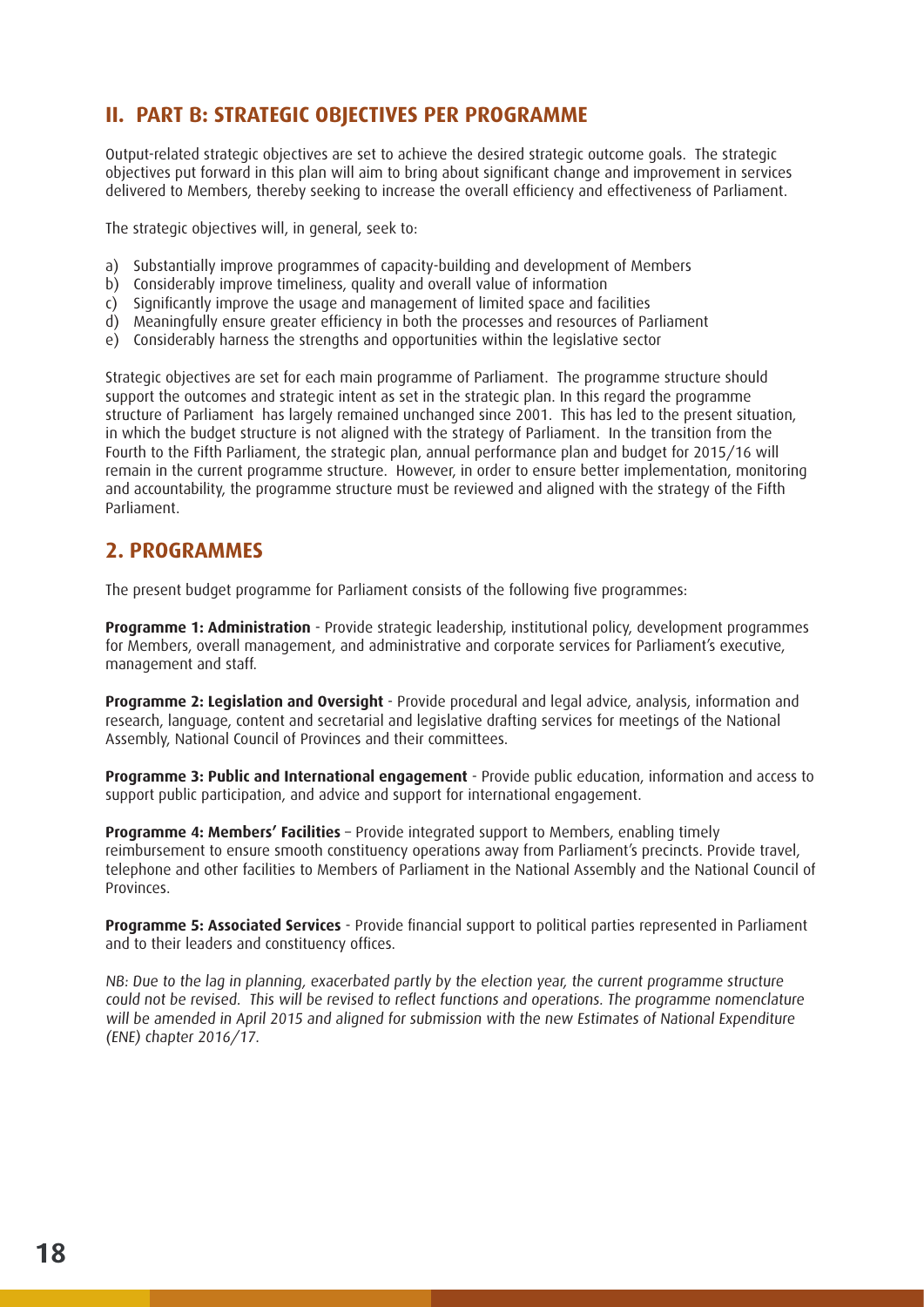## II. PART B: STRATEGIC OBJECTIVES PER PROGRAMME

Output-related strategic objectives are set to achieve the desired strategic outcome goals. The strategic objectives put forward in this plan will aim to bring about significant change and improvement in services delivered to Members, thereby seeking to increase the overall efficiency and effectiveness of Parliament.

The strategic objectives will, in general, seek to:

a) Substantially improve programmes of capacity-building and development of Members
b) Considerably improve timeliness, quality and overall value of information
c) Significantly improve the usage and management of limited space and facilities
d) Meaningfully ensure greater efficiency in both the processes and resources of Parliament
e) Considerably harness the strengths and opportunities within the legislative sector

Strategic objectives are set for each main programme of Parliament. The programme structure should support the outcomes and strategic intent as set in the strategic plan. In this regard the programme structure of Parliament has largely remained unchanged since 2001. This has led to the present situation, in which the budget structure is not aligned with the strategy of Parliament. In the transition from the Fourth to the Fifth Parliament, the strategic plan, annual performance plan and budget for 2015/16 will remain in the current programme structure. However, in order to ensure better implementation, monitoring and accountability, the programme structure must be reviewed and aligned with the strategy of the Fifth Parliament.

## 2. PROGRAMMES

The present budget programme for Parliament consists of the following five programmes:

**Programme 1: Administration** - Provide strategic leadership, institutional policy, development programmes for Members, overall management, and administrative and corporate services for Parliament's executive, management and staff.

**Programme 2: Legislation and Oversight** - Provide procedural and legal advice, analysis, information and research, language, content and secretarial and legislative drafting services for meetings of the National Assembly, National Council of Provinces and their committees.

**Programme 3: Public and International engagement** - Provide public education, information and access to support public participation, and advice and support for international engagement.

**Programme 4: Members' Facilities** – Provide integrated support to Members, enabling timely reimbursement to ensure smooth constituency operations away from Parliament's precincts. Provide travel, telephone and other facilities to Members of Parliament in the National Assembly and the National Council of Provinces.

**Programme 5: Associated Services** - Provide financial support to political parties represented in Parliament and to their leaders and constituency offices.

*NB: Due to the lag in planning, exacerbated partly by the election year, the current programme structure could not be revised. This will be revised to reflect functions and operations. The programme nomenclature will be amended in April 2015 and aligned for submission with the new Estimates of National Expenditure (ENE) chapter 2016/17.*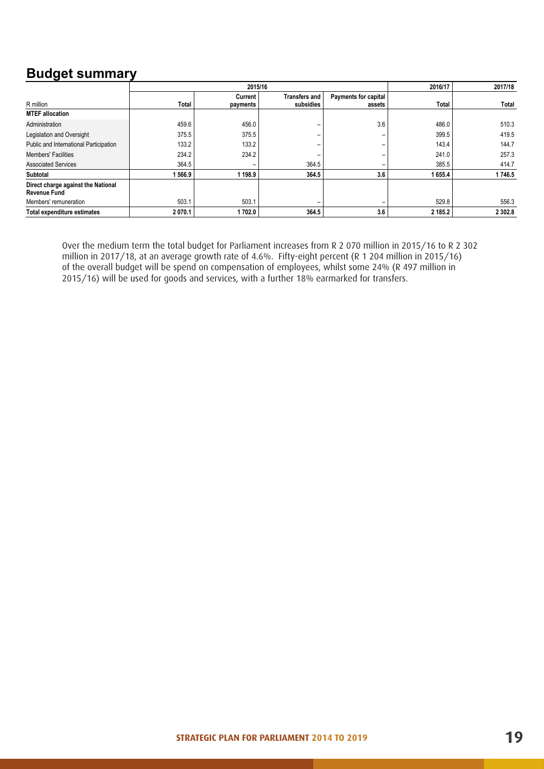## Budget summary

| R million | 2015/16 | | | | 2016/17 | 2017/18 |
|---|---|---|---|---|---|---|
| | Total | Current payments | Transfers and subsidies | Payments for capital assets | Total | Total |
| **MTEF allocation** | | | | | | |
| Administration | 459.6 | 456.0 | – | 3.6 | 486.0 | 510.3 |
| Legislation and Oversight | 375.5 | 375.5 | – | – | 399.5 | 419.5 |
| Public and International Participation | 133.2 | 133.2 | – | – | 143.4 | 144.7 |
| Members' Facilities | 234.2 | 234.2 | – | – | 241.0 | 257.3 |
| Associated Services | 364.5 | – | 364.5 | – | 385.5 | 414.7 |
| **Subtotal** | **1 566.9** | **1 198.9** | **364.5** | **3.6** | **1 655.4** | **1 746.5** |
| **Direct charge against the National Revenue Fund** | | | | | | |
| Members' remuneration | 503.1 | 503.1 | – | – | 529.8 | 556.3 |
| **Total expenditure estimates** | **2 070.1** | **1 702.0** | **364.5** | **3.6** | **2 185.2** | **2 302.8** |

Over the medium term the total budget for Parliament increases from R 2 070 million in 2015/16 to R 2 302 million in 2017/18, at an average growth rate of 4.6%. Fifty-eight percent (R 1 204 million in 2015/16) of the overall budget will be spend on compensation of employees, whilst some 24% (R 497 million in 2015/16) will be used for goods and services, with a further 18% earmarked for transfers.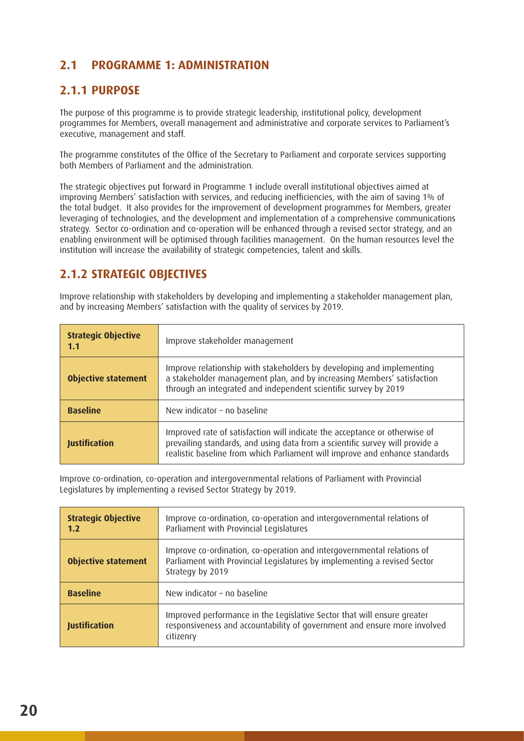## 2.1 PROGRAMME 1: ADMINISTRATION

### 2.1.1 PURPOSE

The purpose of this programme is to provide strategic leadership, institutional policy, development programmes for Members, overall management and administrative and corporate services to Parliament's executive, management and staff.

The programme constitutes of the Office of the Secretary to Parliament and corporate services supporting both Members of Parliament and the administration.

The strategic objectives put forward in Programme 1 include overall institutional objectives aimed at improving Members' satisfaction with services, and reducing inefficiencies, with the aim of saving 1% of the total budget. It also provides for the improvement of development programmes for Members, greater leveraging of technologies, and the development and implementation of a comprehensive communications strategy. Sector co-ordination and co-operation will be enhanced through a revised sector strategy, and an enabling environment will be optimised through facilities management. On the human resources level the institution will increase the availability of strategic competencies, talent and skills.

### 2.1.2 STRATEGIC OBJECTIVES

Improve relationship with stakeholders by developing and implementing a stakeholder management plan, and by increasing Members' satisfaction with the quality of services by 2019.

| **Strategic Objective 1.1** | Improve stakeholder management |
|---|---|
| **Objective statement** | Improve relationship with stakeholders by developing and implementing a stakeholder management plan, and by increasing Members' satisfaction through an integrated and independent scientific survey by 2019 |
| **Baseline** | New indicator – no baseline |
| **Justification** | Improved rate of satisfaction will indicate the acceptance or otherwise of prevailing standards, and using data from a scientific survey will provide a realistic baseline from which Parliament will improve and enhance standards |

Improve co-ordination, co-operation and intergovernmental relations of Parliament with Provincial Legislatures by implementing a revised Sector Strategy by 2019.

| **Strategic Objective 1.2** | Improve co-ordination, co-operation and intergovernmental relations of Parliament with Provincial Legislatures |
|---|---|
| **Objective statement** | Improve co-ordination, co-operation and intergovernmental relations of Parliament with Provincial Legislatures by implementing a revised Sector Strategy by 2019 |
| **Baseline** | New indicator – no baseline |
| **Justification** | Improved performance in the Legislative Sector that will ensure greater responsiveness and accountability of government and ensure more involved citizenry |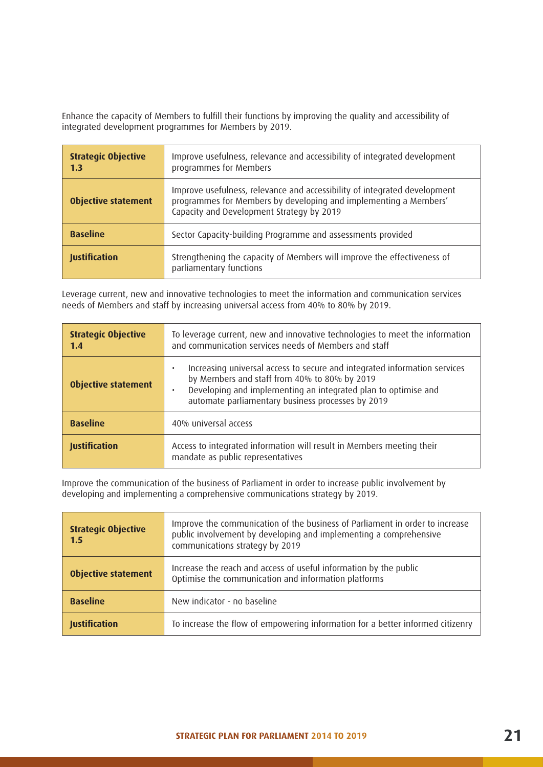Enhance the capacity of Members to fulfill their functions by improving the quality and accessibility of integrated development programmes for Members by 2019.

| **Strategic Objective 1.3** | Improve usefulness, relevance and accessibility of integrated development programmes for Members |
|---|---|
| **Objective statement** | Improve usefulness, relevance and accessibility of integrated development programmes for Members by developing and implementing a Members' Capacity and Development Strategy by 2019 |
| **Baseline** | Sector Capacity-building Programme and assessments provided |
| **Justification** | Strengthening the capacity of Members will improve the effectiveness of parliamentary functions |

Leverage current, new and innovative technologies to meet the information and communication services needs of Members and staff by increasing universal access from 40% to 80% by 2019.

| **Strategic Objective 1.4** | To leverage current, new and innovative technologies to meet the information and communication services needs of Members and staff |
|---|---|
| **Objective statement** | • Increasing universal access to secure and integrated information services by Members and staff from 40% to 80% by 2019<br>• Developing and implementing an integrated plan to optimise and automate parliamentary business processes by 2019 |
| **Baseline** | 40% universal access |
| **Justification** | Access to integrated information will result in Members meeting their mandate as public representatives |

Improve the communication of the business of Parliament in order to increase public involvement by developing and implementing a comprehensive communications strategy by 2019.

| **Strategic Objective 1.5** | Improve the communication of the business of Parliament in order to increase public involvement by developing and implementing a comprehensive communications strategy by 2019 |
|---|---|
| **Objective statement** | Increase the reach and access of useful information by the public<br>Optimise the communication and information platforms |
| **Baseline** | New indicator - no baseline |
| **Justification** | To increase the flow of empowering information for a better informed citizenry |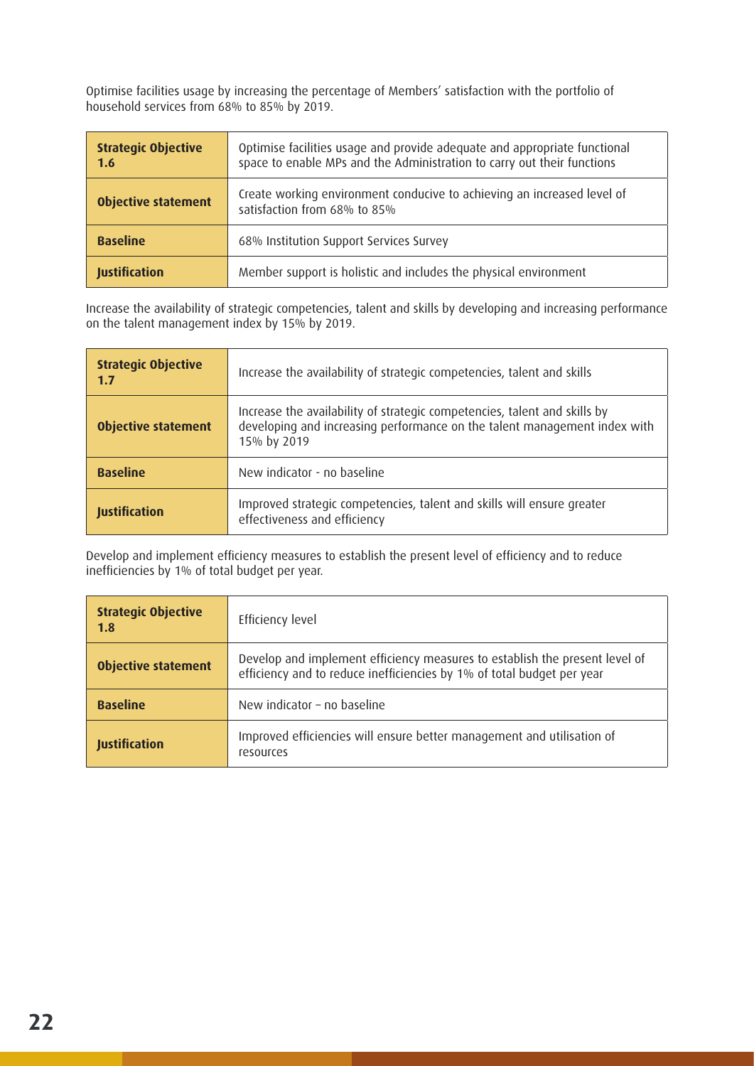Optimise facilities usage by increasing the percentage of Members' satisfaction with the portfolio of household services from 68% to 85% by 2019.

| **Strategic Objective 1.6** | Optimise facilities usage and provide adequate and appropriate functional space to enable MPs and the Administration to carry out their functions |
|---|---|
| **Objective statement** | Create working environment conducive to achieving an increased level of satisfaction from 68% to 85% |
| **Baseline** | 68% Institution Support Services Survey |
| **Justification** | Member support is holistic and includes the physical environment |

Increase the availability of strategic competencies, talent and skills by developing and increasing performance on the talent management index by 15% by 2019.

| **Strategic Objective 1.7** | Increase the availability of strategic competencies, talent and skills |
|---|---|
| **Objective statement** | Increase the availability of strategic competencies, talent and skills by developing and increasing performance on the talent management index with 15% by 2019 |
| **Baseline** | New indicator - no baseline |
| **Justification** | Improved strategic competencies, talent and skills will ensure greater effectiveness and efficiency |

Develop and implement efficiency measures to establish the present level of efficiency and to reduce inefficiencies by 1% of total budget per year.

| **Strategic Objective 1.8** | Efficiency level |
|---|---|
| **Objective statement** | Develop and implement efficiency measures to establish the present level of efficiency and to reduce inefficiencies by 1% of total budget per year |
| **Baseline** | New indicator – no baseline |
| **Justification** | Improved efficiencies will ensure better management and utilisation of resources |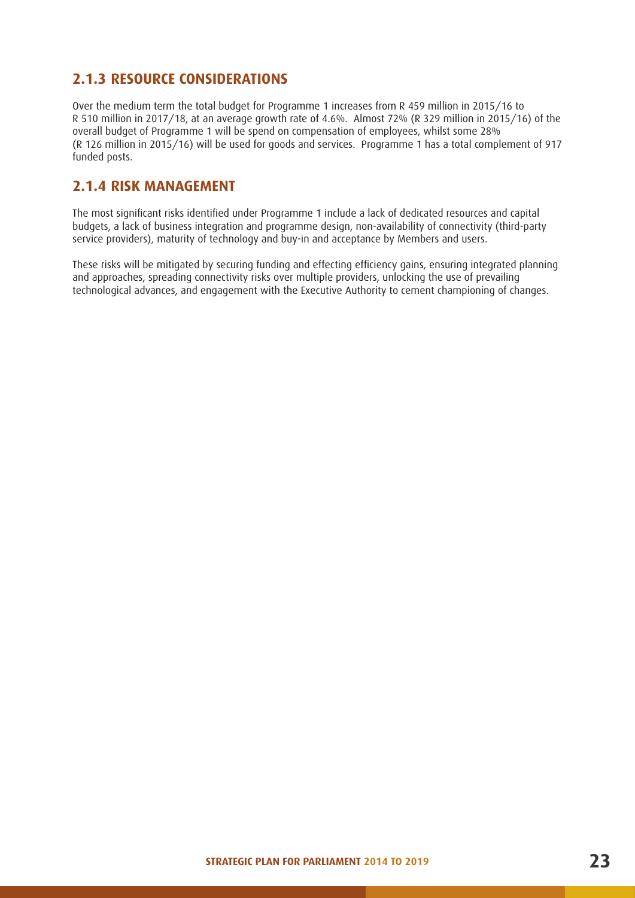## 2.1.3 RESOURCE CONSIDERATIONS

Over the medium term the total budget for Programme 1 increases from R 459 million in 2015/16 to R 510 million in 2017/18, at an average growth rate of 4.6%. Almost 72% (R 329 million in 2015/16) of the overall budget of Programme 1 will be spend on compensation of employees, whilst some 28% (R 126 million in 2015/16) will be used for goods and services. Programme 1 has a total complement of 917 funded posts.

## 2.1.4 RISK MANAGEMENT

The most significant risks identified under Programme 1 include a lack of dedicated resources and capital budgets, a lack of business integration and programme design, non-availability of connectivity (third-party service providers), maturity of technology and buy-in and acceptance by Members and users.

These risks will be mitigated by securing funding and effecting efficiency gains, ensuring integrated planning and approaches, spreading connectivity risks over multiple providers, unlocking the use of prevailing technological advances, and engagement with the Executive Authority to cement championing of changes.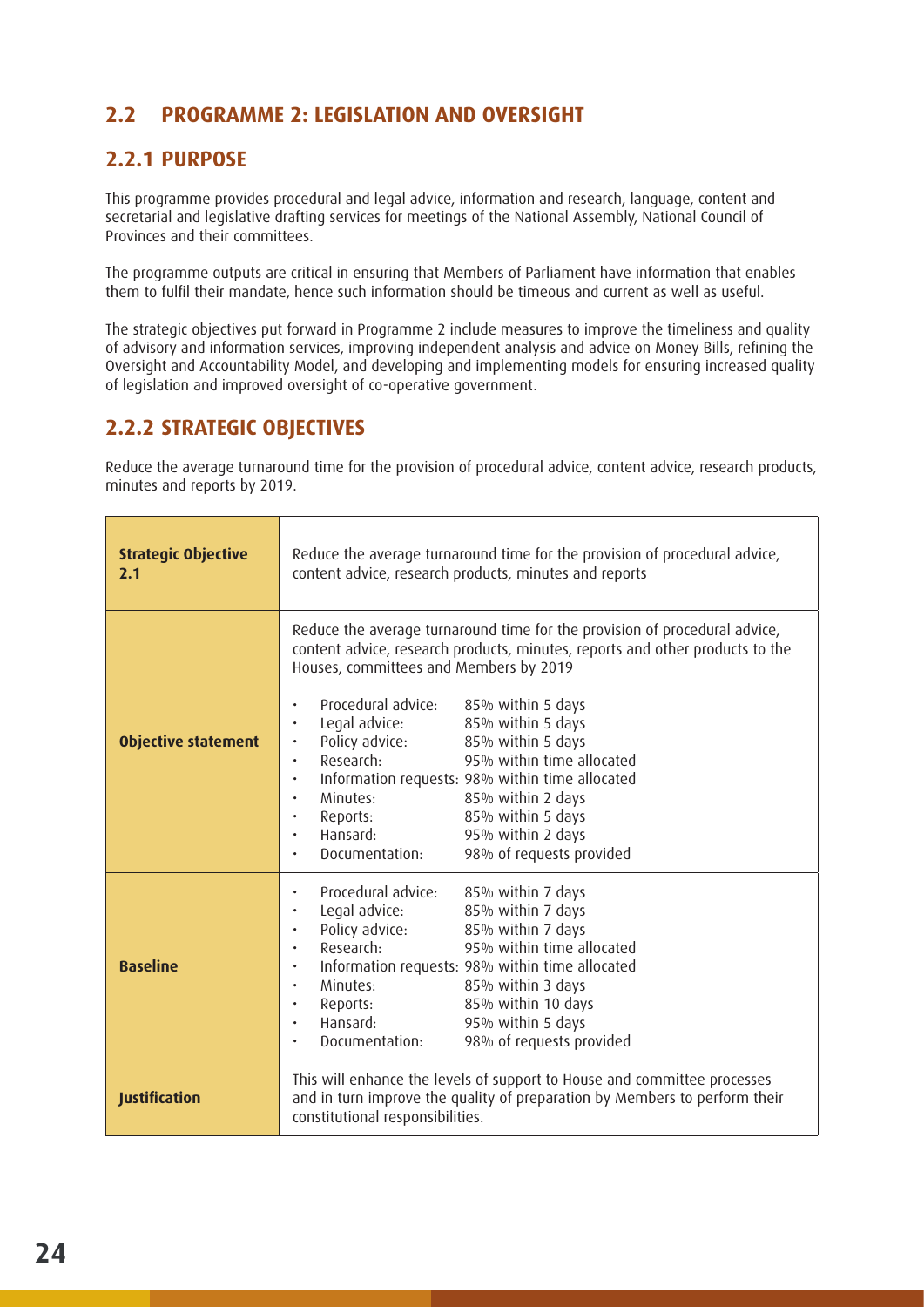## 2.2 PROGRAMME 2: LEGISLATION AND OVERSIGHT

### 2.2.1 PURPOSE

This programme provides procedural and legal advice, information and research, language, content and secretarial and legislative drafting services for meetings of the National Assembly, National Council of Provinces and their committees.

The programme outputs are critical in ensuring that Members of Parliament have information that enables them to fulfil their mandate, hence such information should be timeous and current as well as useful.

The strategic objectives put forward in Programme 2 include measures to improve the timeliness and quality of advisory and information services, improving independent analysis and advice on Money Bills, refining the Oversight and Accountability Model, and developing and implementing models for ensuring increased quality of legislation and improved oversight of co-operative government.

### 2.2.2 STRATEGIC OBJECTIVES

Reduce the average turnaround time for the provision of procedural advice, content advice, research products, minutes and reports by 2019.

| **Strategic Objective 2.1** | Reduce the average turnaround time for the provision of procedural advice, content advice, research products, minutes and reports |
|---|---|
| **Objective statement** | Reduce the average turnaround time for the provision of procedural advice, content advice, research products, minutes, reports and other products to the Houses, committees and Members by 2019<br><br>• Procedural advice: 85% within 5 days<br>• Legal advice: 85% within 5 days<br>• Policy advice: 85% within 5 days<br>• Research: 95% within time allocated<br>• Information requests: 98% within time allocated<br>• Minutes: 85% within 2 days<br>• Reports: 85% within 5 days<br>• Hansard: 95% within 2 days<br>• Documentation: 98% of requests provided |
| **Baseline** | • Procedural advice: 85% within 7 days<br>• Legal advice: 85% within 7 days<br>• Policy advice: 85% within 7 days<br>• Research: 95% within time allocated<br>• Information requests: 98% within time allocated<br>• Minutes: 85% within 3 days<br>• Reports: 85% within 10 days<br>• Hansard: 95% within 5 days<br>• Documentation: 98% of requests provided |
| **Justification** | This will enhance the levels of support to House and committee processes and in turn improve the quality of preparation by Members to perform their constitutional responsibilities. |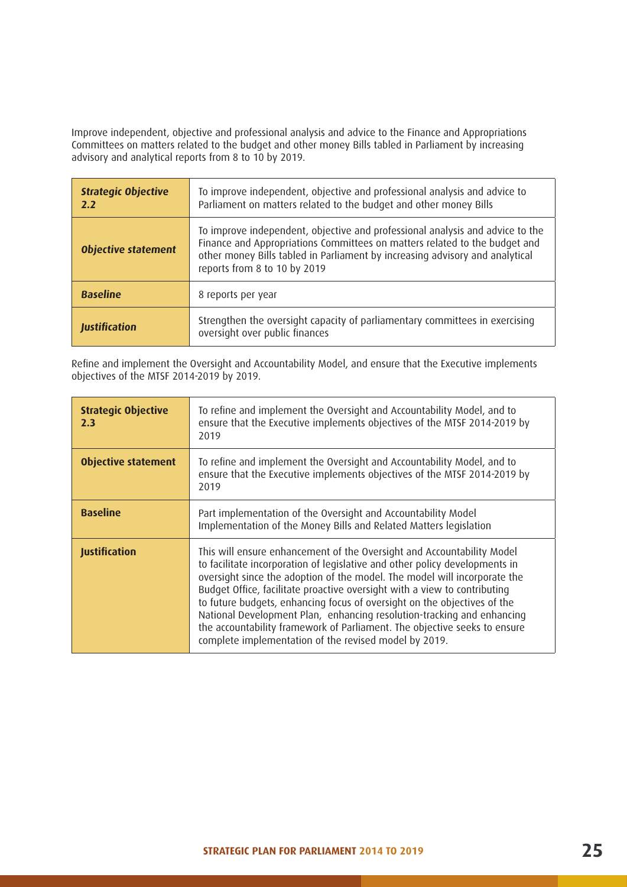Improve independent, objective and professional analysis and advice to the Finance and Appropriations Committees on matters related to the budget and other money Bills tabled in Parliament by increasing advisory and analytical reports from 8 to 10 by 2019.

| ***Strategic Objective 2.2*** | To improve independent, objective and professional analysis and advice to Parliament on matters related to the budget and other money Bills |
|---|---|
| ***Objective statement*** | To improve independent, objective and professional analysis and advice to the Finance and Appropriations Committees on matters related to the budget and other money Bills tabled in Parliament by increasing advisory and analytical reports from 8 to 10 by 2019 |
| ***Baseline*** | 8 reports per year |
| ***Justification*** | Strengthen the oversight capacity of parliamentary committees in exercising oversight over public finances |

Refine and implement the Oversight and Accountability Model, and ensure that the Executive implements objectives of the MTSF 2014-2019 by 2019.

| **Strategic Objective 2.3** | To refine and implement the Oversight and Accountability Model, and to ensure that the Executive implements objectives of the MTSF 2014-2019 by 2019 |
|---|---|
| **Objective statement** | To refine and implement the Oversight and Accountability Model, and to ensure that the Executive implements objectives of the MTSF 2014-2019 by 2019 |
| **Baseline** | Part implementation of the Oversight and Accountability Model<br>Implementation of the Money Bills and Related Matters legislation |
| **Justification** | This will ensure enhancement of the Oversight and Accountability Model to facilitate incorporation of legislative and other policy developments in oversight since the adoption of the model. The model will incorporate the Budget Office, facilitate proactive oversight with a view to contributing to future budgets, enhancing focus of oversight on the objectives of the National Development Plan, enhancing resolution-tracking and enhancing the accountability framework of Parliament. The objective seeks to ensure complete implementation of the revised model by 2019. |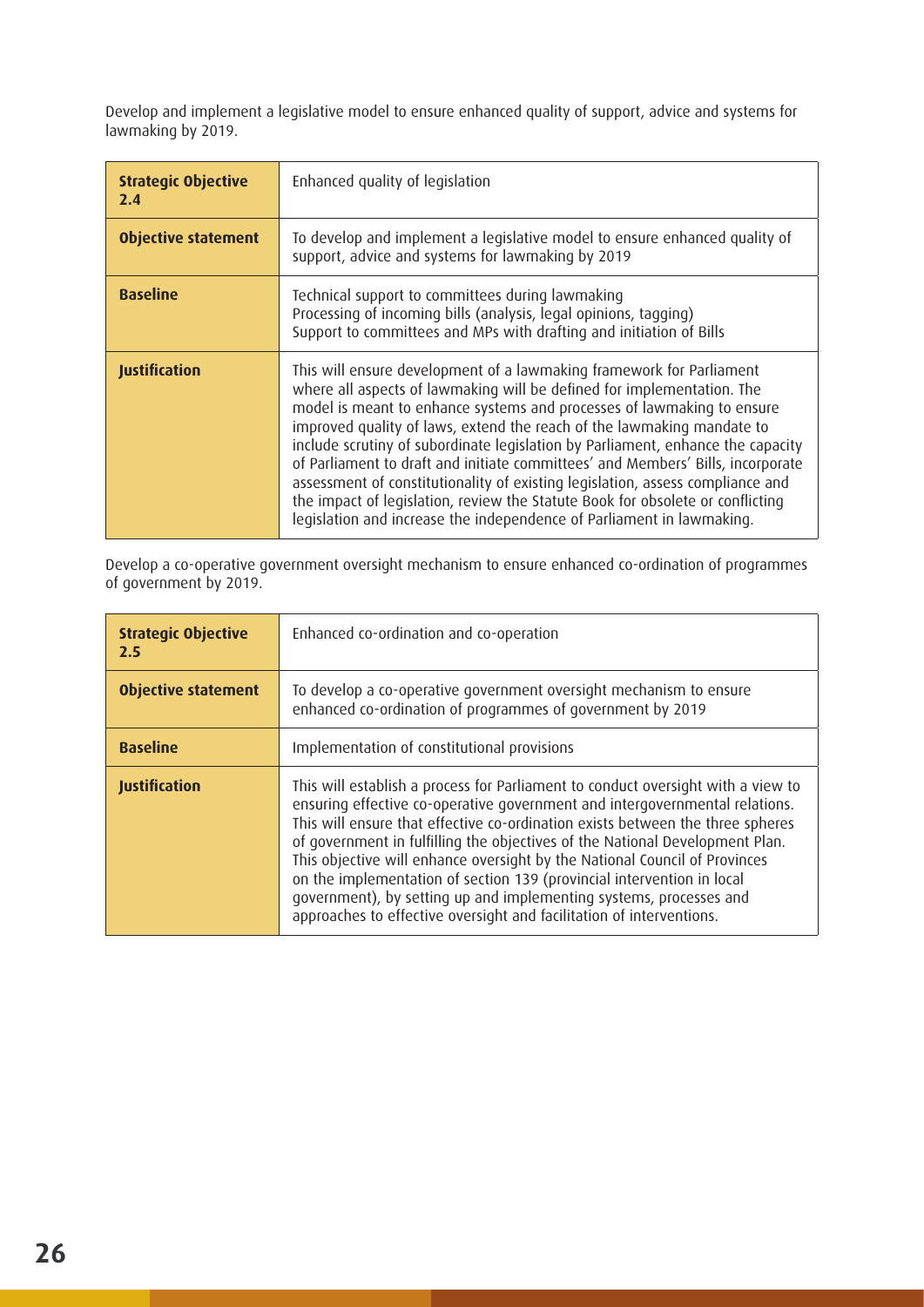Develop and implement a legislative model to ensure enhanced quality of support, advice and systems for lawmaking by 2019.

| **Strategic Objective 2.4** | Enhanced quality of legislation |
|---|---|
| **Objective statement** | To develop and implement a legislative model to ensure enhanced quality of support, advice and systems for lawmaking by 2019 |
| **Baseline** | Technical support to committees during lawmaking<br>Processing of incoming bills (analysis, legal opinions, tagging)<br>Support to committees and MPs with drafting and initiation of Bills |
| **Justification** | This will ensure development of a lawmaking framework for Parliament where all aspects of lawmaking will be defined for implementation. The model is meant to enhance systems and processes of lawmaking to ensure improved quality of laws, extend the reach of the lawmaking mandate to include scrutiny of subordinate legislation by Parliament, enhance the capacity of Parliament to draft and initiate committees' and Members' Bills, incorporate assessment of constitutionality of existing legislation, assess compliance and the impact of legislation, review the Statute Book for obsolete or conflicting legislation and increase the independence of Parliament in lawmaking. |

Develop a co-operative government oversight mechanism to ensure enhanced co-ordination of programmes of government by 2019.

| **Strategic Objective 2.5** | Enhanced co-ordination and co-operation |
|---|---|
| **Objective statement** | To develop a co-operative government oversight mechanism to ensure enhanced co-ordination of programmes of government by 2019 |
| **Baseline** | Implementation of constitutional provisions |
| **Justification** | This will establish a process for Parliament to conduct oversight with a view to ensuring effective co-operative government and intergovernmental relations. This will ensure that effective co-ordination exists between the three spheres of government in fulfilling the objectives of the National Development Plan. This objective will enhance oversight by the National Council of Provinces on the implementation of section 139 (provincial intervention in local government), by setting up and implementing systems, processes and approaches to effective oversight and facilitation of interventions. |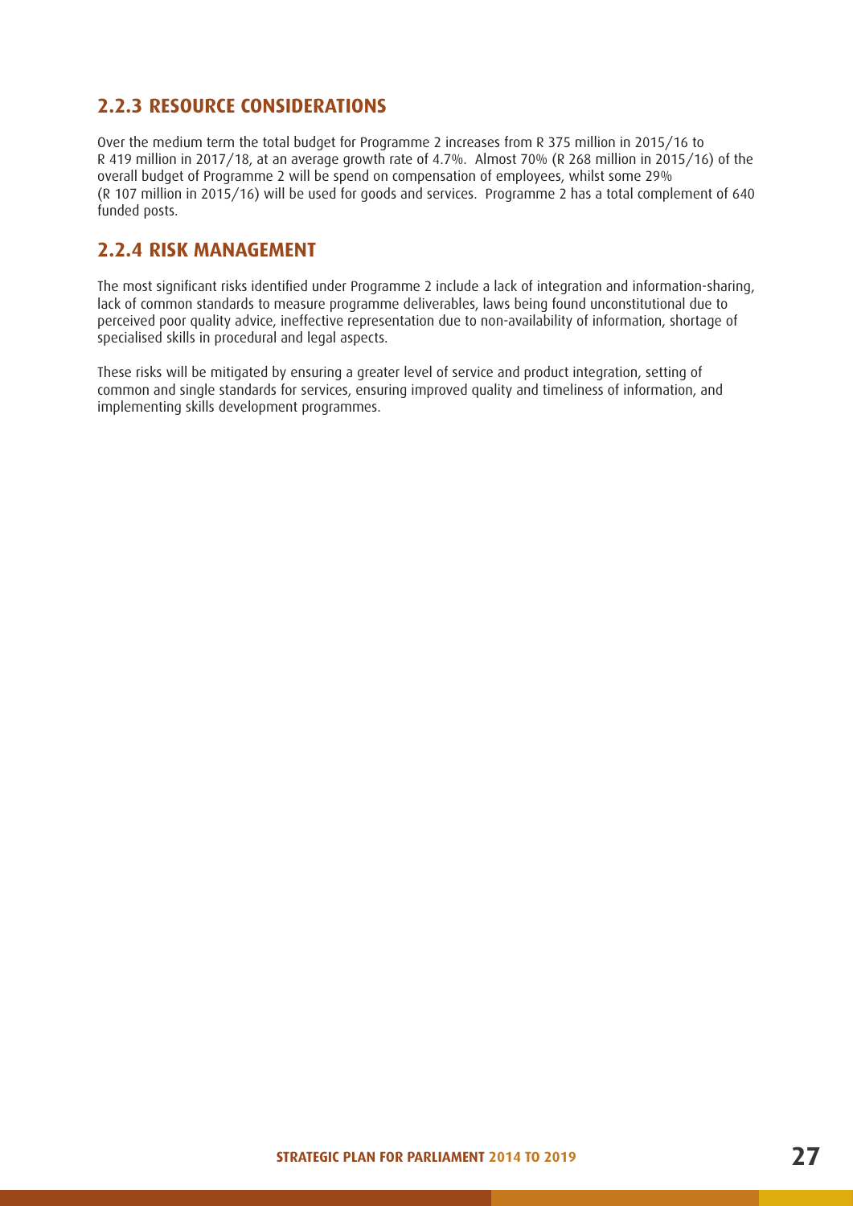### 2.2.3 RESOURCE CONSIDERATIONS

Over the medium term the total budget for Programme 2 increases from R 375 million in 2015/16 to R 419 million in 2017/18, at an average growth rate of 4.7%. Almost 70% (R 268 million in 2015/16) of the overall budget of Programme 2 will be spend on compensation of employees, whilst some 29% (R 107 million in 2015/16) will be used for goods and services. Programme 2 has a total complement of 640 funded posts.

### 2.2.4 RISK MANAGEMENT

The most significant risks identified under Programme 2 include a lack of integration and information-sharing, lack of common standards to measure programme deliverables, laws being found unconstitutional due to perceived poor quality advice, ineffective representation due to non-availability of information, shortage of specialised skills in procedural and legal aspects.

These risks will be mitigated by ensuring a greater level of service and product integration, setting of common and single standards for services, ensuring improved quality and timeliness of information, and implementing skills development programmes.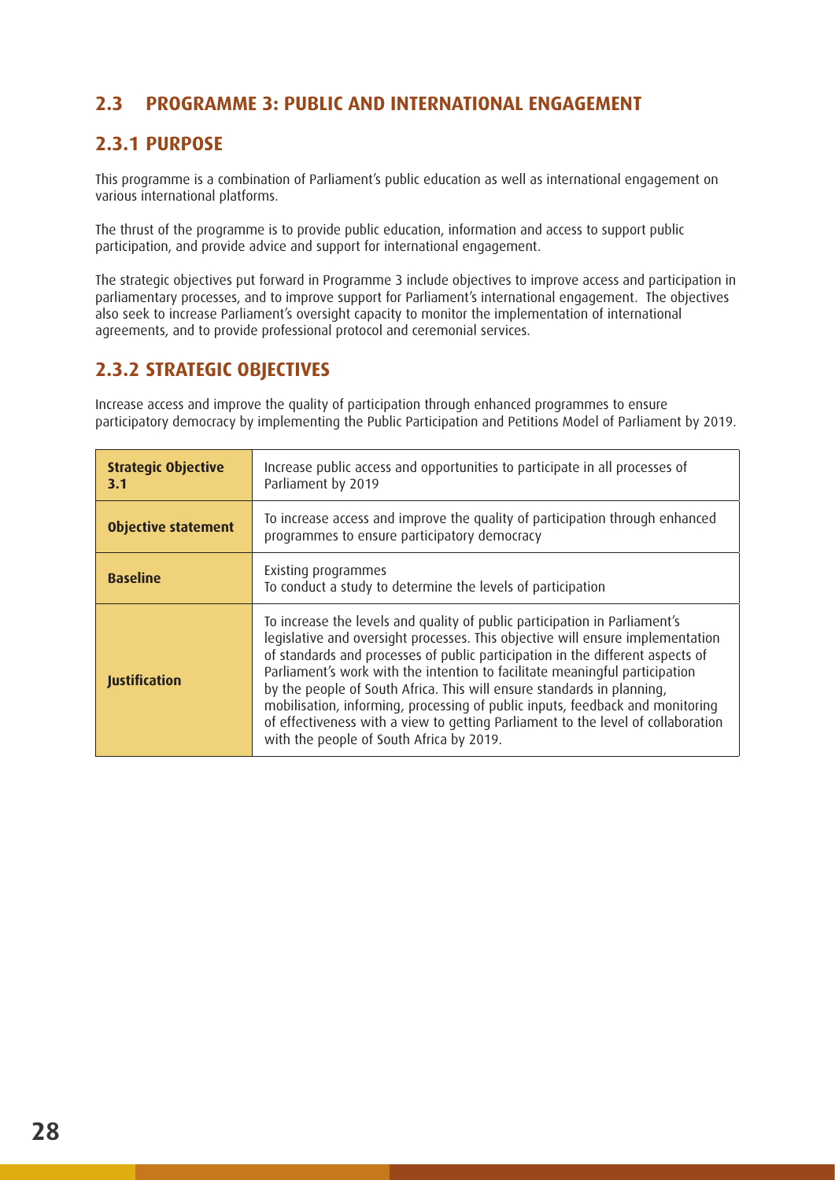## 2.3 PROGRAMME 3: PUBLIC AND INTERNATIONAL ENGAGEMENT

### 2.3.1 PURPOSE

This programme is a combination of Parliament's public education as well as international engagement on various international platforms.

The thrust of the programme is to provide public education, information and access to support public participation, and provide advice and support for international engagement.

The strategic objectives put forward in Programme 3 include objectives to improve access and participation in parliamentary processes, and to improve support for Parliament's international engagement. The objectives also seek to increase Parliament's oversight capacity to monitor the implementation of international agreements, and to provide professional protocol and ceremonial services.

### 2.3.2 STRATEGIC OBJECTIVES

Increase access and improve the quality of participation through enhanced programmes to ensure participatory democracy by implementing the Public Participation and Petitions Model of Parliament by 2019.

| **Strategic Objective 3.1** | Increase public access and opportunities to participate in all processes of Parliament by 2019 |
|---|---|
| **Objective statement** | To increase access and improve the quality of participation through enhanced programmes to ensure participatory democracy |
| **Baseline** | Existing programmes<br>To conduct a study to determine the levels of participation |
| **Justification** | To increase the levels and quality of public participation in Parliament's legislative and oversight processes. This objective will ensure implementation of standards and processes of public participation in the different aspects of Parliament's work with the intention to facilitate meaningful participation by the people of South Africa. This will ensure standards in planning, mobilisation, informing, processing of public inputs, feedback and monitoring of effectiveness with a view to getting Parliament to the level of collaboration with the people of South Africa by 2019. |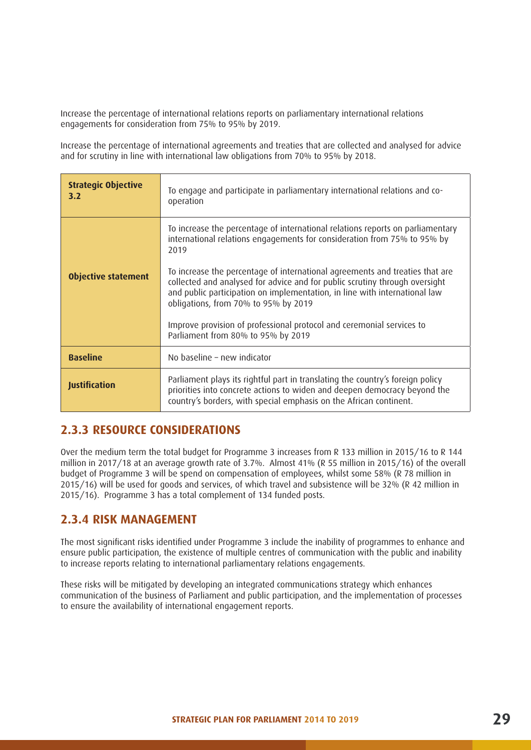Increase the percentage of international relations reports on parliamentary international relations engagements for consideration from 75% to 95% by 2019.

Increase the percentage of international agreements and treaties that are collected and analysed for advice and for scrutiny in line with international law obligations from 70% to 95% by 2018.

| **Strategic Objective 3.2** | To engage and participate in parliamentary international relations and co-operation |
|---|---|
| **Objective statement** | To increase the percentage of international relations reports on parliamentary international relations engagements for consideration from 75% to 95% by 2019<br><br>To increase the percentage of international agreements and treaties that are collected and analysed for advice and for public scrutiny through oversight and public participation on implementation, in line with international law obligations, from 70% to 95% by 2019<br><br>Improve provision of professional protocol and ceremonial services to Parliament from 80% to 95% by 2019 |
| **Baseline** | No baseline – new indicator |
| **Justification** | Parliament plays its rightful part in translating the country's foreign policy priorities into concrete actions to widen and deepen democracy beyond the country's borders, with special emphasis on the African continent. |

## 2.3.3 RESOURCE CONSIDERATIONS

Over the medium term the total budget for Programme 3 increases from R 133 million in 2015/16 to R 144 million in 2017/18 at an average growth rate of 3.7%. Almost 41% (R 55 million in 2015/16) of the overall budget of Programme 3 will be spend on compensation of employees, whilst some 58% (R 78 million in 2015/16) will be used for goods and services, of which travel and subsistence will be 32% (R 42 million in 2015/16). Programme 3 has a total complement of 134 funded posts.

## 2.3.4 RISK MANAGEMENT

The most significant risks identified under Programme 3 include the inability of programmes to enhance and ensure public participation, the existence of multiple centres of communication with the public and inability to increase reports relating to international parliamentary relations engagements.

These risks will be mitigated by developing an integrated communications strategy which enhances communication of the business of Parliament and public participation, and the implementation of processes to ensure the availability of international engagement reports.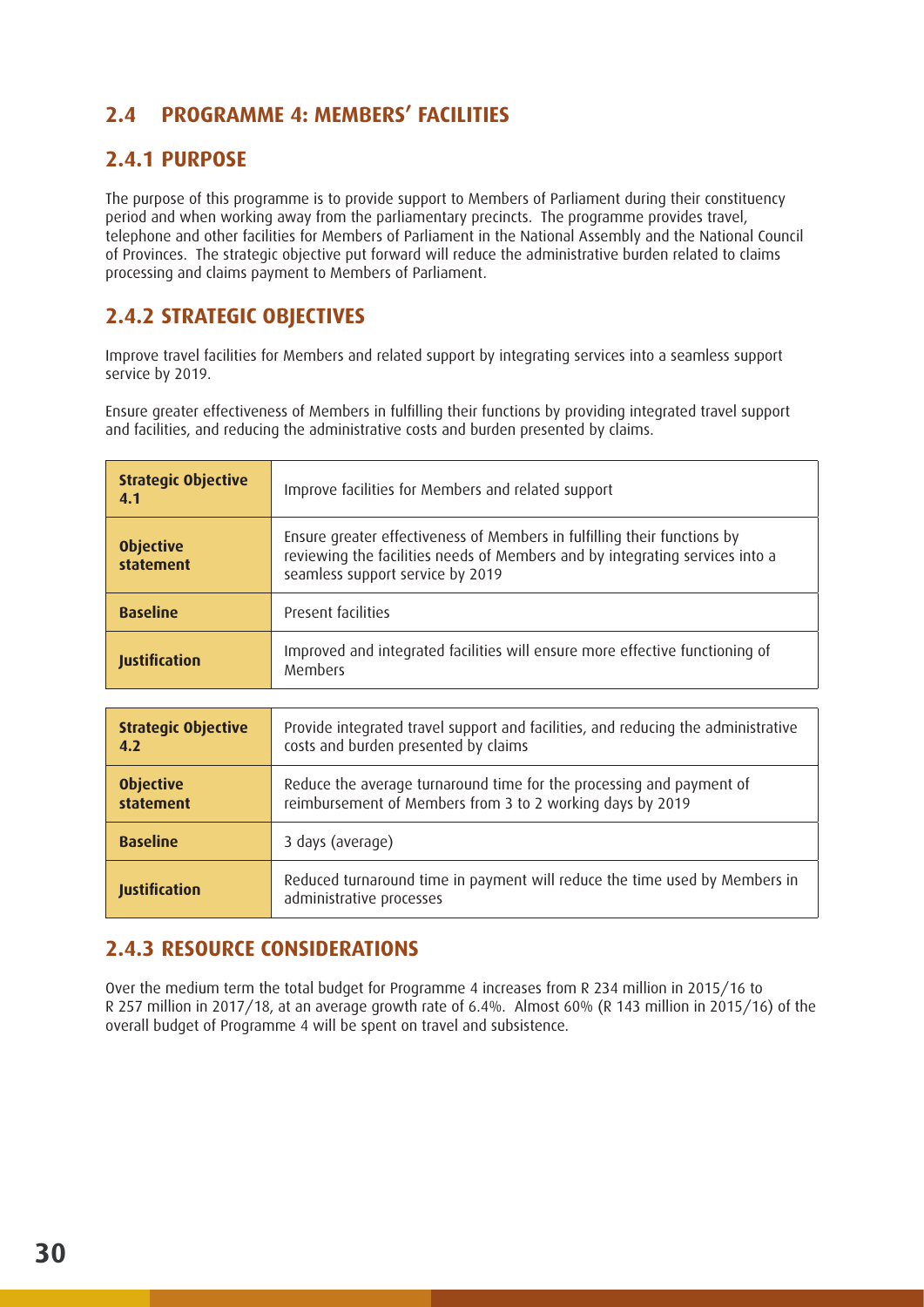## 2.4 PROGRAMME 4: MEMBERS' FACILITIES

### 2.4.1 PURPOSE

The purpose of this programme is to provide support to Members of Parliament during their constituency period and when working away from the parliamentary precincts. The programme provides travel, telephone and other facilities for Members of Parliament in the National Assembly and the National Council of Provinces. The strategic objective put forward will reduce the administrative burden related to claims processing and claims payment to Members of Parliament.

### 2.4.2 STRATEGIC OBJECTIVES

Improve travel facilities for Members and related support by integrating services into a seamless support service by 2019.

Ensure greater effectiveness of Members in fulfilling their functions by providing integrated travel support and facilities, and reducing the administrative costs and burden presented by claims.

| **Strategic Objective 4.1** | Improve facilities for Members and related support |
|---|---|
| **Objective statement** | Ensure greater effectiveness of Members in fulfilling their functions by reviewing the facilities needs of Members and by integrating services into a seamless support service by 2019 |
| **Baseline** | Present facilities |
| **Justification** | Improved and integrated facilities will ensure more effective functioning of Members |

| **Strategic Objective 4.2** | Provide integrated travel support and facilities, and reducing the administrative costs and burden presented by claims |
|---|---|
| **Objective statement** | Reduce the average turnaround time for the processing and payment of reimbursement of Members from 3 to 2 working days by 2019 |
| **Baseline** | 3 days (average) |
| **Justification** | Reduced turnaround time in payment will reduce the time used by Members in administrative processes |

### 2.4.3 RESOURCE CONSIDERATIONS

Over the medium term the total budget for Programme 4 increases from R 234 million in 2015/16 to R 257 million in 2017/18, at an average growth rate of 6.4%. Almost 60% (R 143 million in 2015/16) of the overall budget of Programme 4 will be spent on travel and subsistence.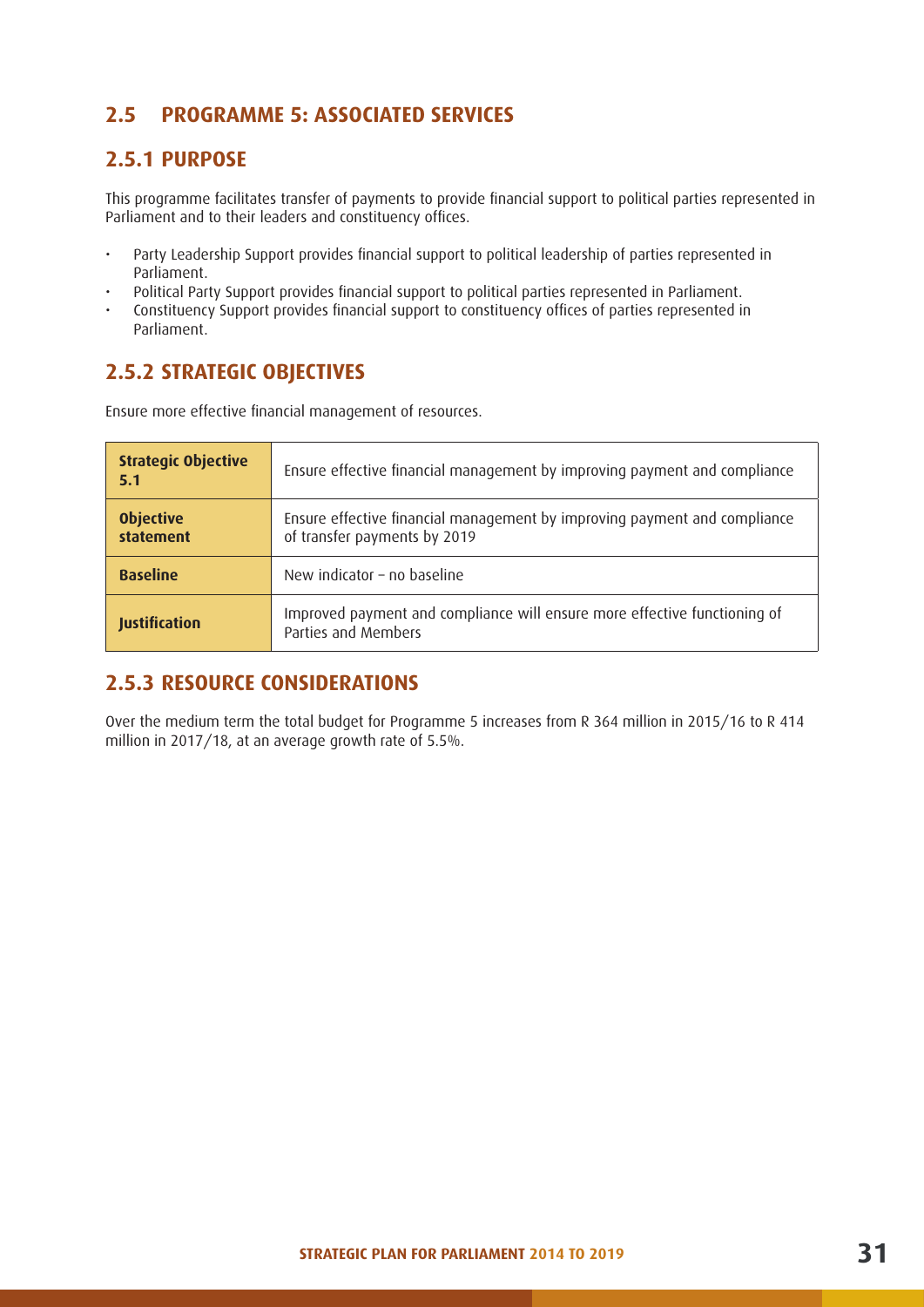## 2.5 PROGRAMME 5: ASSOCIATED SERVICES

### 2.5.1 PURPOSE

This programme facilitates transfer of payments to provide financial support to political parties represented in Parliament and to their leaders and constituency offices.

- Party Leadership Support provides financial support to political leadership of parties represented in Parliament.
- Political Party Support provides financial support to political parties represented in Parliament.
- Constituency Support provides financial support to constituency offices of parties represented in Parliament.

### 2.5.2 STRATEGIC OBJECTIVES

Ensure more effective financial management of resources.

| **Strategic Objective 5.1** | Ensure effective financial management by improving payment and compliance |
|---|---|
| **Objective statement** | Ensure effective financial management by improving payment and compliance of transfer payments by 2019 |
| **Baseline** | New indicator – no baseline |
| **Justification** | Improved payment and compliance will ensure more effective functioning of Parties and Members |

### 2.5.3 RESOURCE CONSIDERATIONS

Over the medium term the total budget for Programme 5 increases from R 364 million in 2015/16 to R 414 million in 2017/18, at an average growth rate of 5.5%.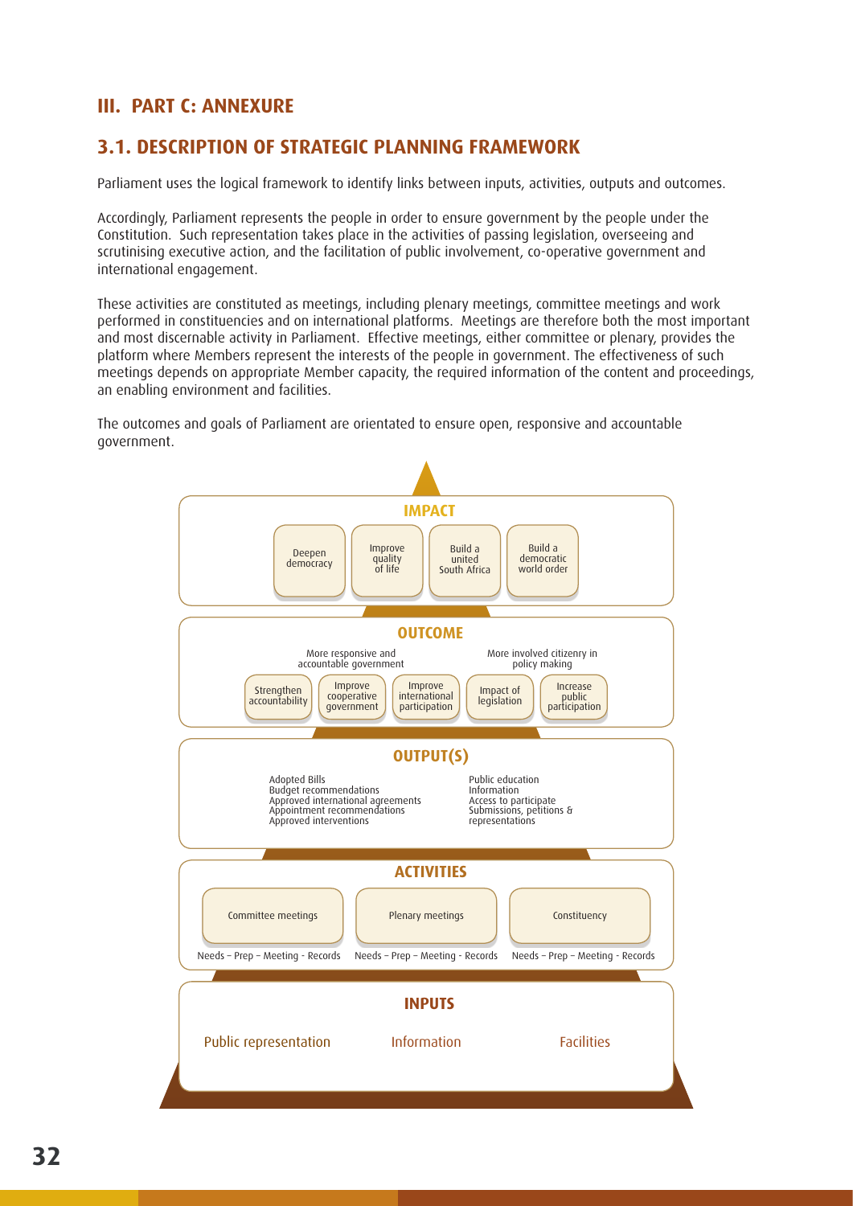## III. PART C: ANNEXURE

## 3.1. DESCRIPTION OF STRATEGIC PLANNING FRAMEWORK

Parliament uses the logical framework to identify links between inputs, activities, outputs and outcomes.

Accordingly, Parliament represents the people in order to ensure government by the people under the Constitution. Such representation takes place in the activities of passing legislation, overseeing and scrutinising executive action, and the facilitation of public involvement, co-operative government and international engagement.

These activities are constituted as meetings, including plenary meetings, committee meetings and work performed in constituencies and on international platforms. Meetings are therefore both the most important and most discernable activity in Parliament. Effective meetings, either committee or plenary, provides the platform where Members represent the interests of the people in government. The effectiveness of such meetings depends on appropriate Member capacity, the required information of the content and proceedings, an enabling environment and facilities.

The outcomes and goals of Parliament are orientated to ensure open, responsive and accountable government.

**IMPACT**

- Deepen democracy
- Improve quality of life
- Build a united South Africa
- Build a democratic world order

**OUTCOME**

More responsive and accountable government

More involved citizenry in policy making

- Strengthen accountability
- Improve cooperative government
- Improve international participation
- Impact of legislation
- Increase public participation

**OUTPUT(S)**

Adopted Bills
Budget recommendations
Approved international agreements
Appointment recommendations
Approved interventions

Public education
Information
Access to participate
Submissions, petitions & representations

**ACTIVITIES**

- Committee meetings (Needs – Prep – Meeting - Records)
- Plenary meetings (Needs – Prep – Meeting - Records)
- Constituency (Needs – Prep – Meeting - Records)

**INPUTS**

Public representation | Information | Facilities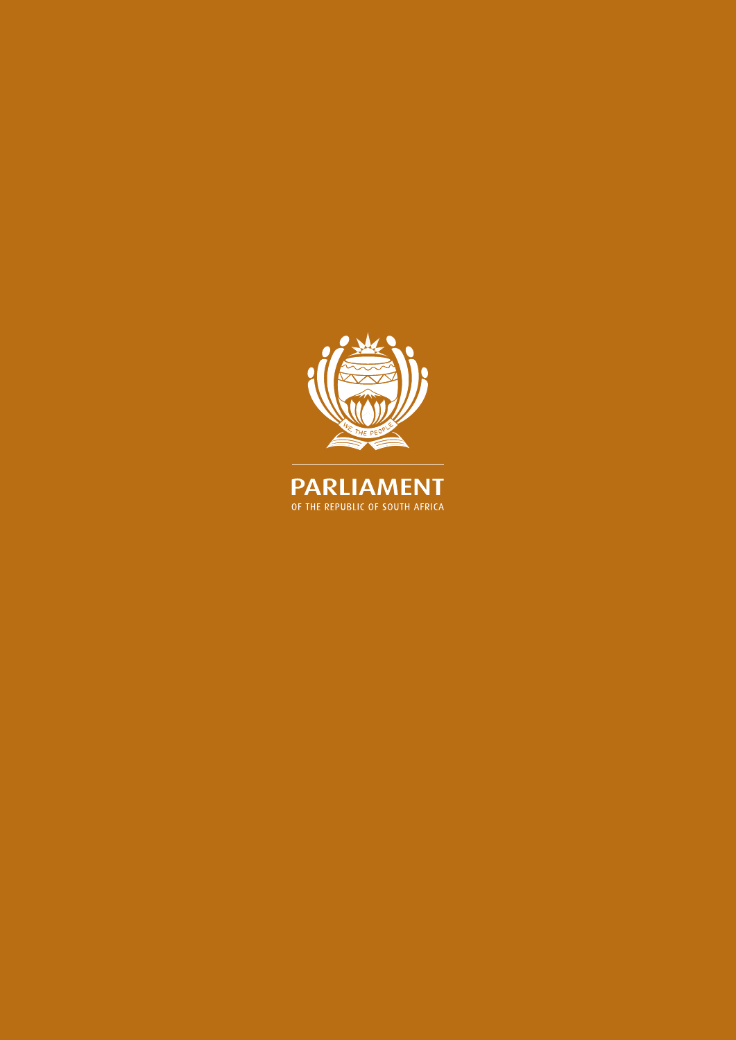WE THE PEOPLE

PARLIAMENT

OF THE REPUBLIC OF SOUTH AFRICA